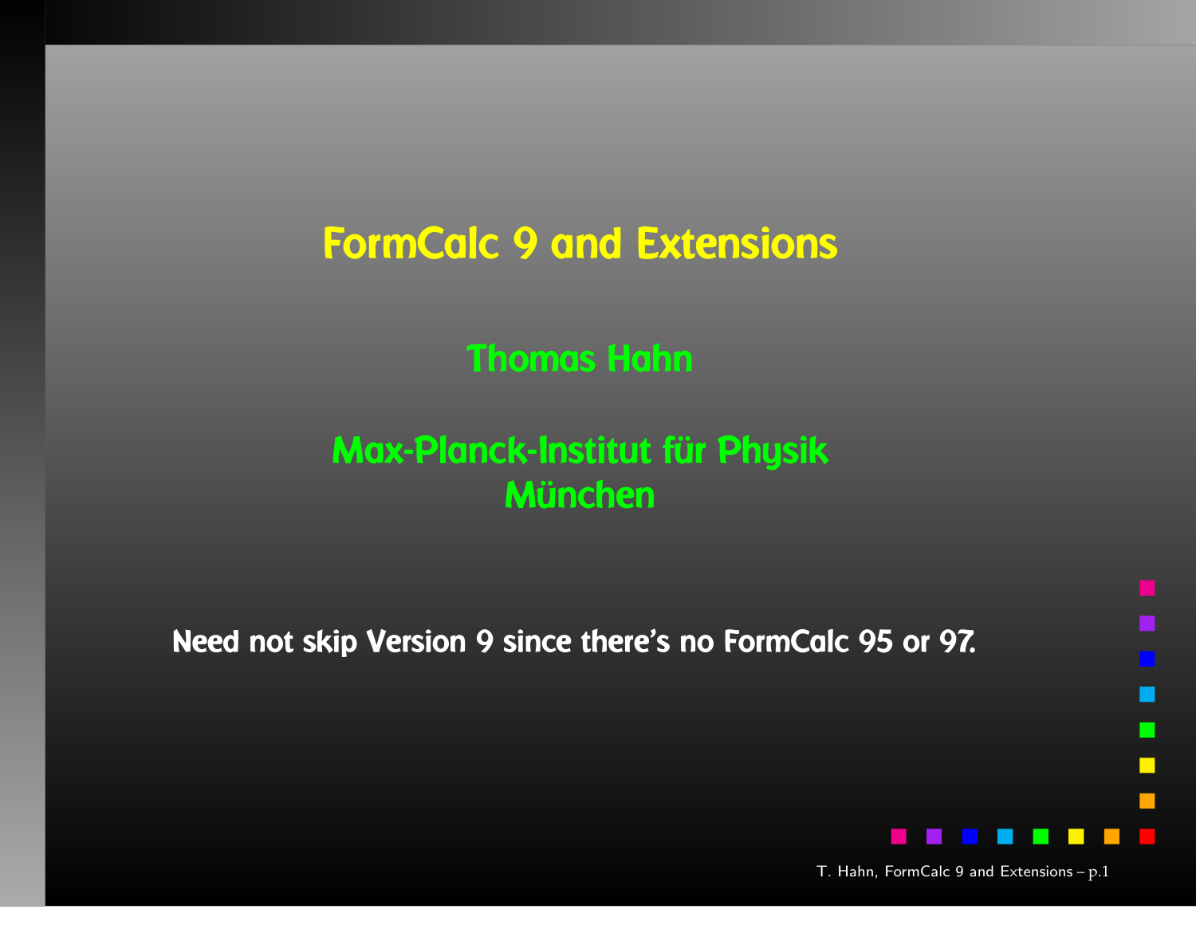# FormCalc 9 and Extensions

**Thomas Hahn**

**Max-Planck-Institut für Physik**
**München**

**Need not skip Version 9 since there's no FormCalc 95 or 97.**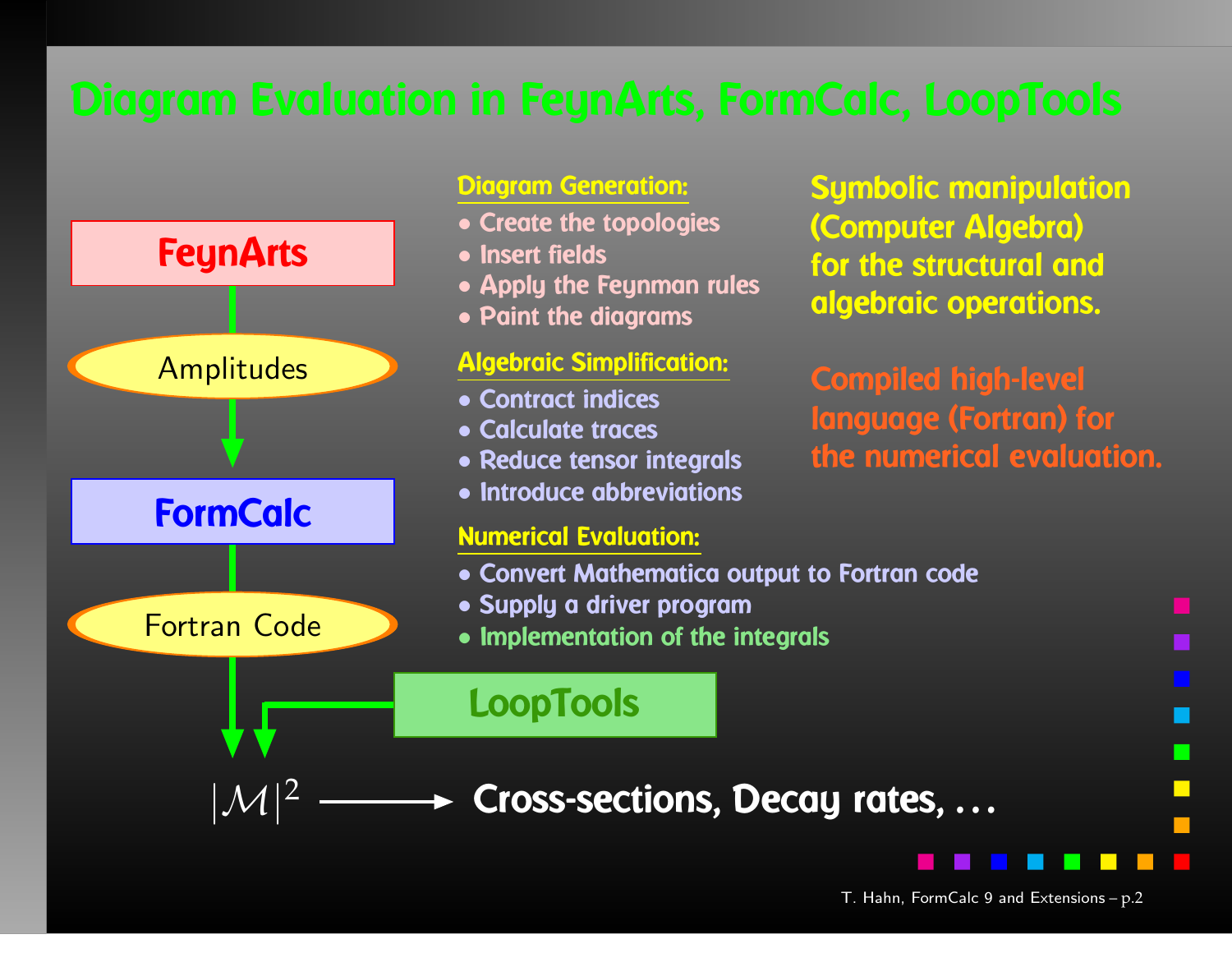# Diagram Evaluation in FeynArts, FormCalc, LoopTools

**FeynArts**

Amplitudes

**FormCalc**

Fortran Code

**LoopTools**

$|\mathcal{M}|^2$ ⟶ **Cross-sections, Decay rates, . . .**

**Diagram Generation:**

- Create the topologies
- Insert fields
- Apply the Feynman rules
- Paint the diagrams

**Algebraic Simplification:**

- Contract indices
- Calculate traces
- Reduce tensor integrals
- Introduce abbreviations

**Numerical Evaluation:**

- Convert Mathematica output to Fortran code
- Supply a driver program
- Implementation of the integrals

**Symbolic manipulation (Computer Algebra) for the structural and algebraic operations.**

**Compiled high-level language (Fortran) for the numerical evaluation.**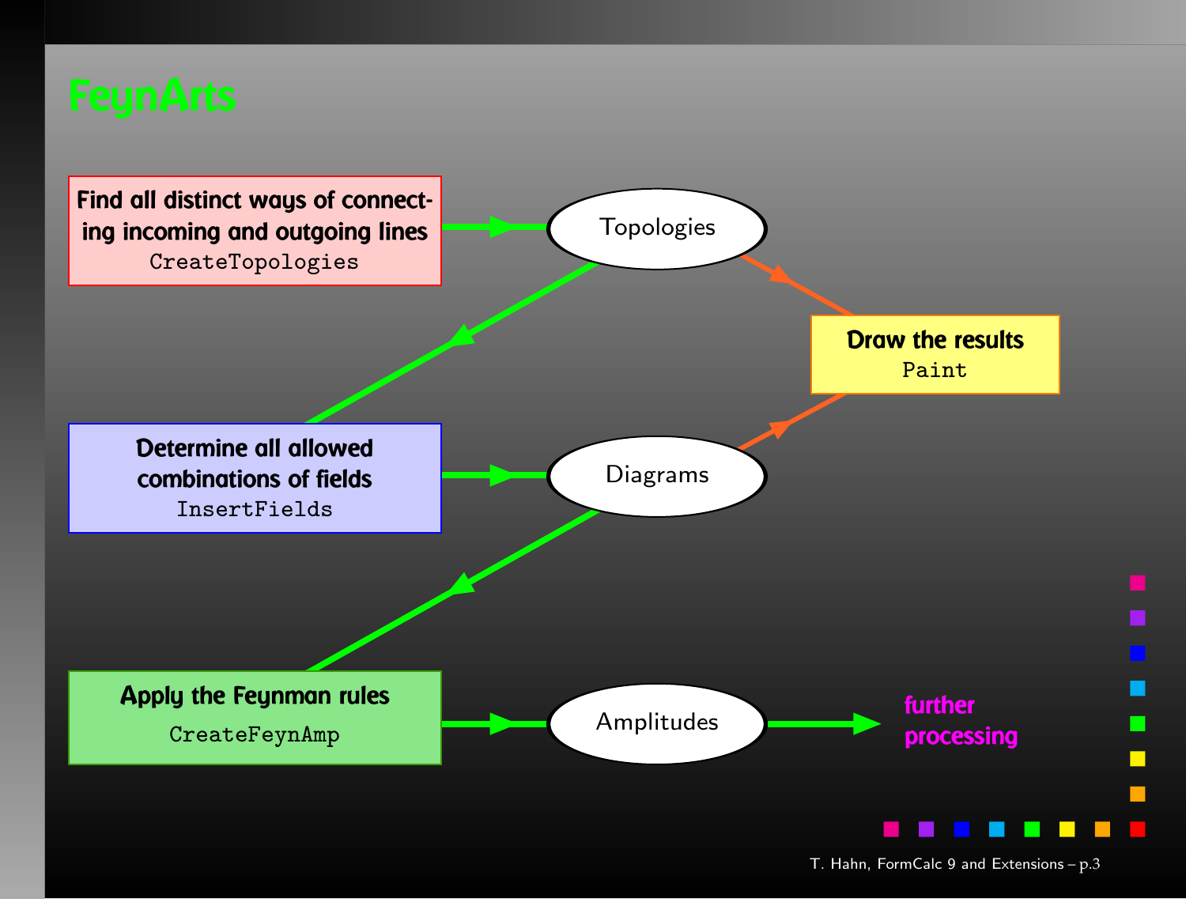# FeynArts

**Find all distinct ways of connecting incoming and outgoing lines**
`CreateTopologies`

→ Topologies

**Determine all allowed combinations of fields**
`InsertFields`

→ Diagrams

**Apply the Feynman rules**
`CreateFeynAmp`

→ Amplitudes → further processing

**Draw the results**
`Paint`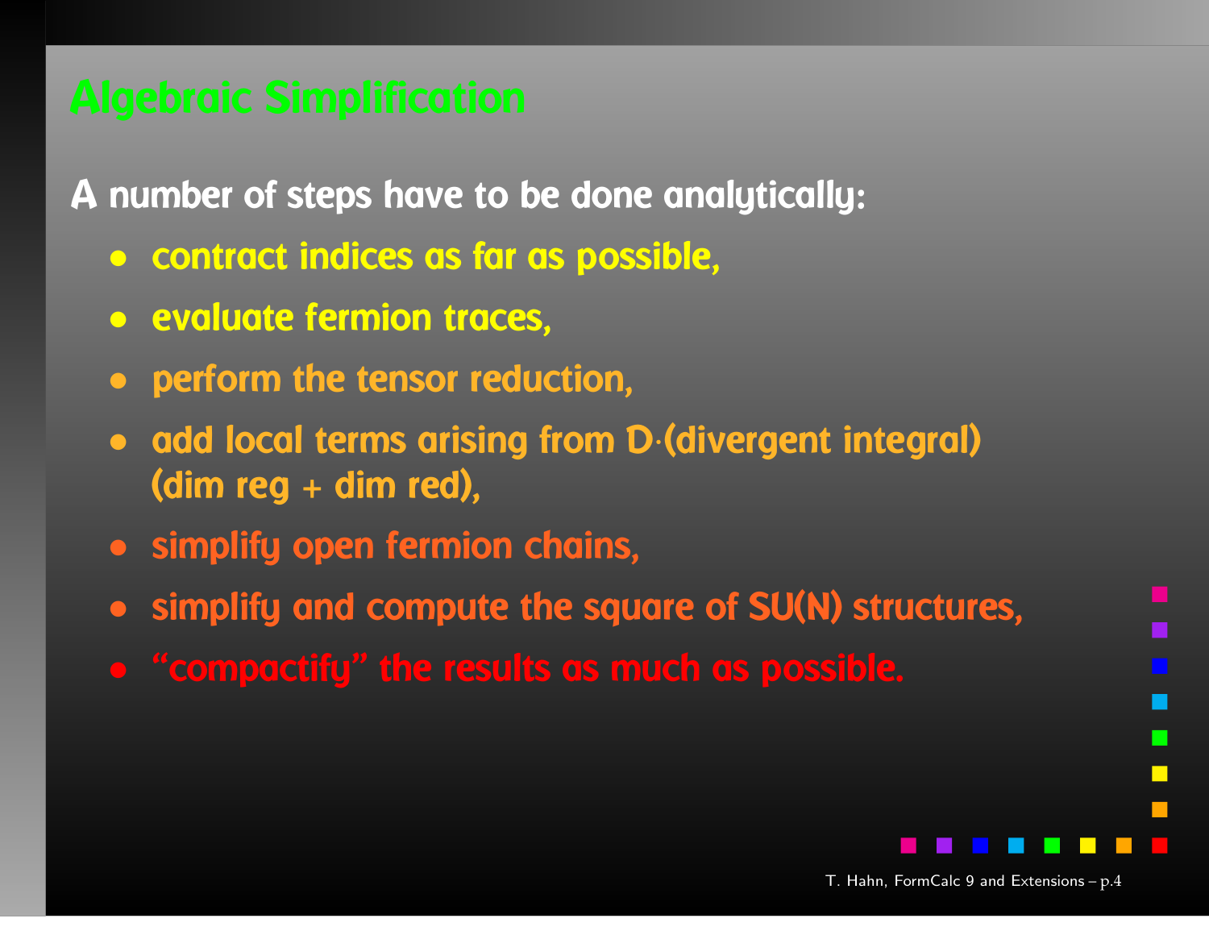# Algebraic Simplification

A number of steps have to be done analytically:

- contract indices as far as possible,
- evaluate fermion traces,
- perform the tensor reduction,
- add local terms arising from D·(divergent integral) (dim reg + dim red),
- simplify open fermion chains,
- simplify and compute the square of SU(N) structures,
- "compactify" the results as much as possible.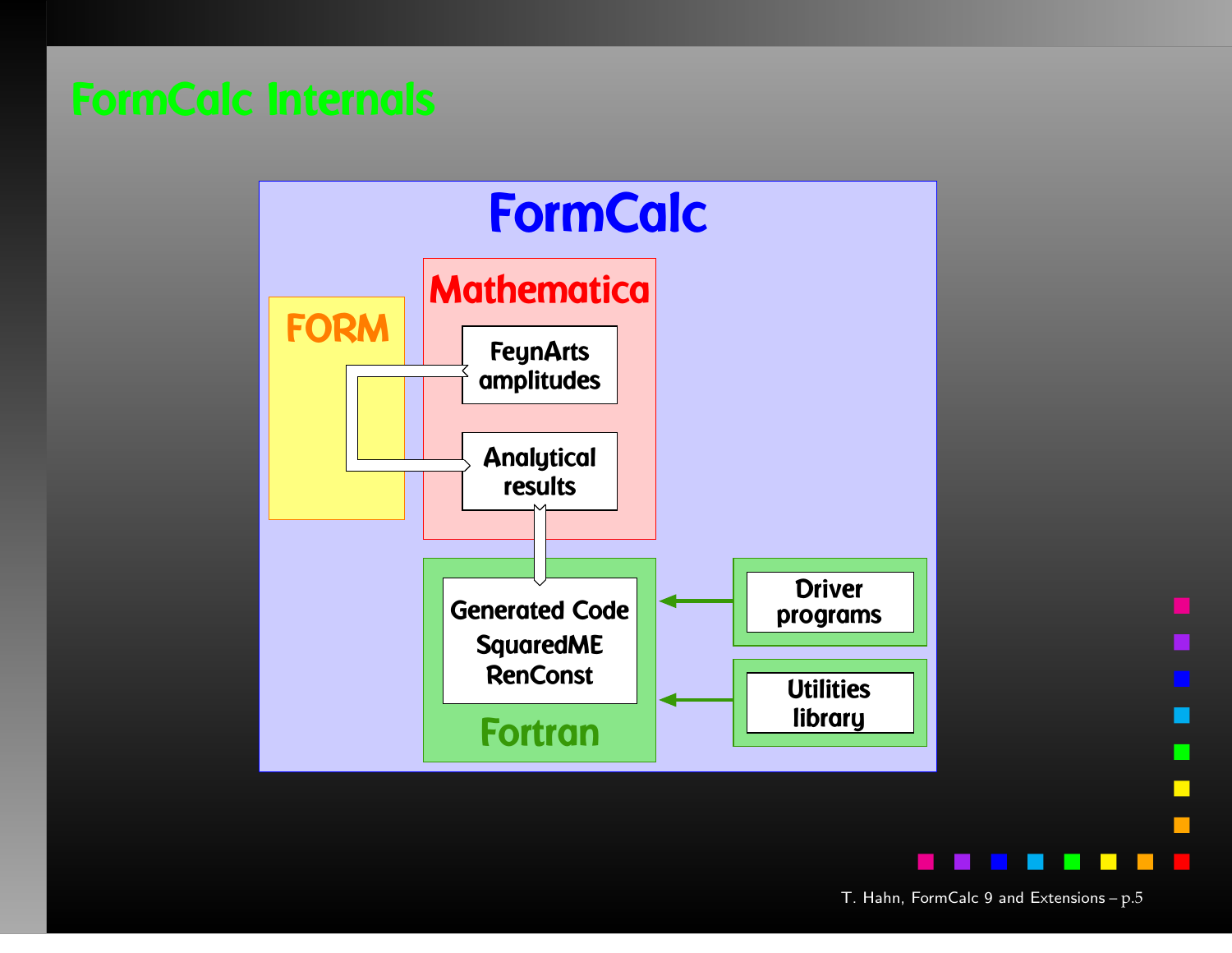# FormCalc Internals

FormCalc

FORM

Mathematica

FeynArts amplitudes

Analytical results

Generated Code
SquaredME
RenConst

Fortran

Driver programs

Utilities library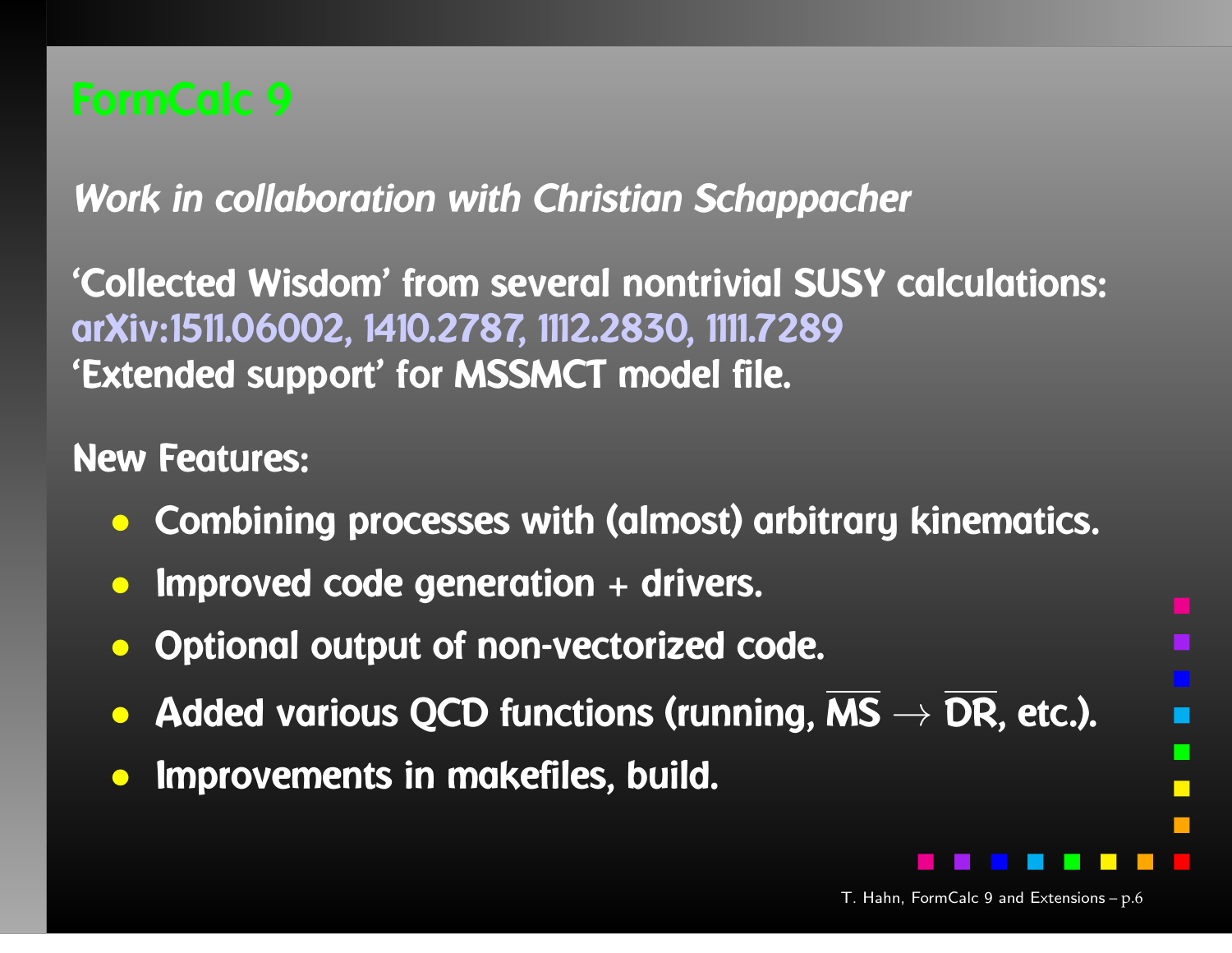# FormCalc 9

*Work in collaboration with Christian Schappacher*

'Collected Wisdom' from several nontrivial SUSY calculations:
arXiv:1511.06002, 1410.2787, 1112.2830, 1111.7289
'Extended support' for MSSMCT model file.

New Features:

- Combining processes with (almost) arbitrary kinematics.
- Improved code generation + drivers.
- Optional output of non-vectorized code.
- Added various QCD functions (running, $\overline{\text{MS}} \to \overline{\text{DR}}$, etc.).
- Improvements in makefiles, build.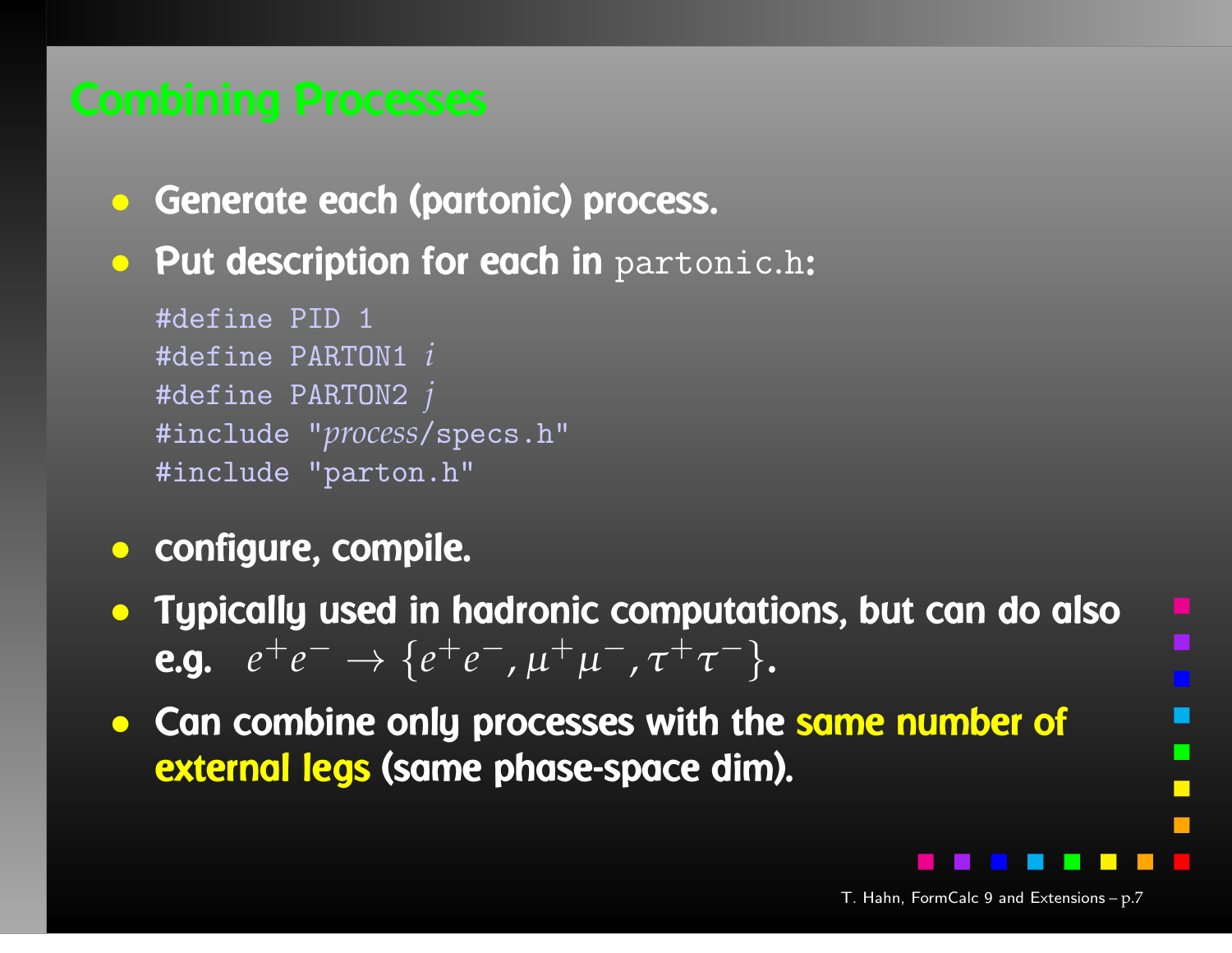# Combining Processes

- **Generate each (partonic) process.**
- **Put description for each in** `partonic.h`**:**

```
#define PID 1
#define PARTON1 i
#define PARTON2 j
#include "process/specs.h"
#include "parton.h"
```

- **configure, compile.**
- **Typically used in hadronic computations, but can do also e.g.** $e^+e^- \to \{e^+e^-, \mu^+\mu^-, \tau^+\tau^-\}$.
- **Can combine only processes with the same number of external legs (same phase-space dim).**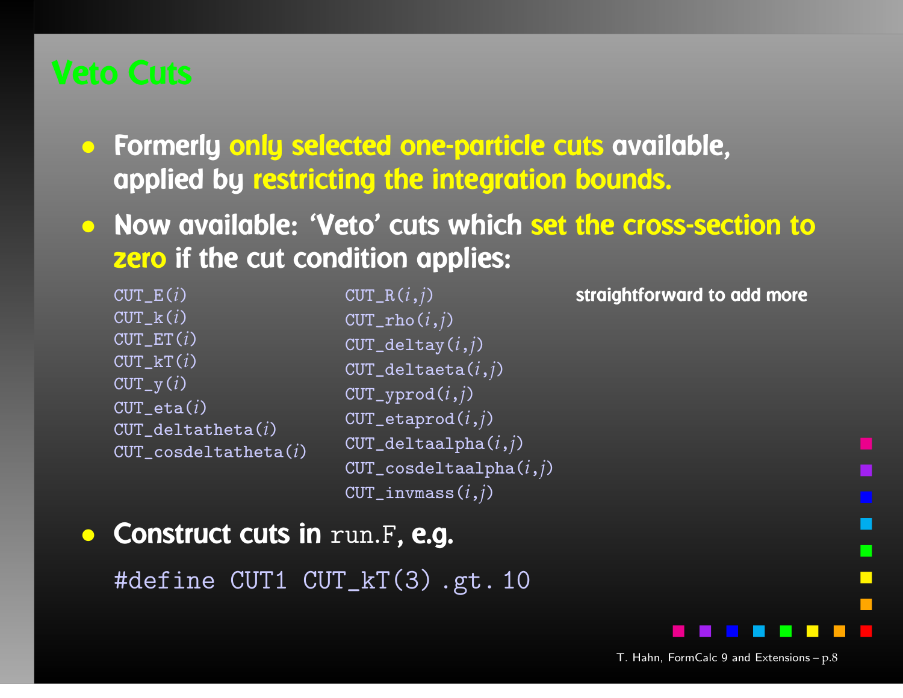# Veto Cuts

- Formerly only selected one-particle cuts available, applied by restricting the integration bounds.
- Now available: 'Veto' cuts which set the cross-section to zero if the cut condition applies:

```
CUT_E(i)                  CUT_R(i,j)
CUT_k(i)                  CUT_rho(i,j)
CUT_ET(i)                 CUT_deltay(i,j)
CUT_kT(i)                 CUT_deltaeta(i,j)
CUT_y(i)                  CUT_yprod(i,j)
CUT_eta(i)                CUT_etaprod(i,j)
CUT_deltatheta(i)         CUT_deltaalpha(i,j)
CUT_cosdeltatheta(i)      CUT_cosdeltaalpha(i,j)
                          CUT_invmass(i,j)
```

straightforward to add more

- Construct cuts in `run.F`, e.g.

```
#define CUT1 CUT_kT(3) .gt. 10
```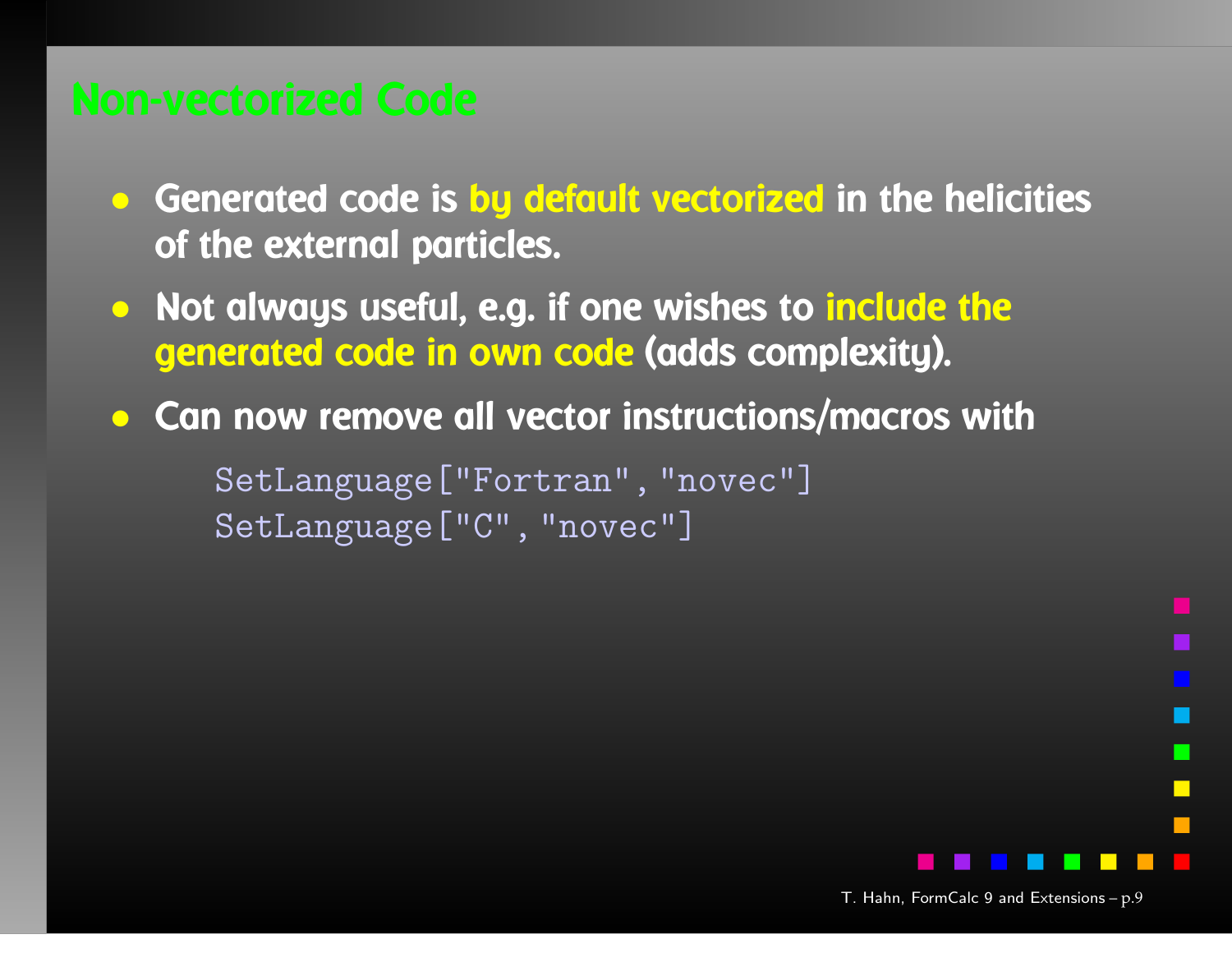## Non-vectorized Code

- Generated code is **by default vectorized** in the helicities of the external particles.
- Not always useful, e.g. if one wishes to **include the generated code in own code** (adds complexity).
- Can now remove all vector instructions/macros with

```
SetLanguage["Fortran", "novec"]
SetLanguage["C", "novec"]
```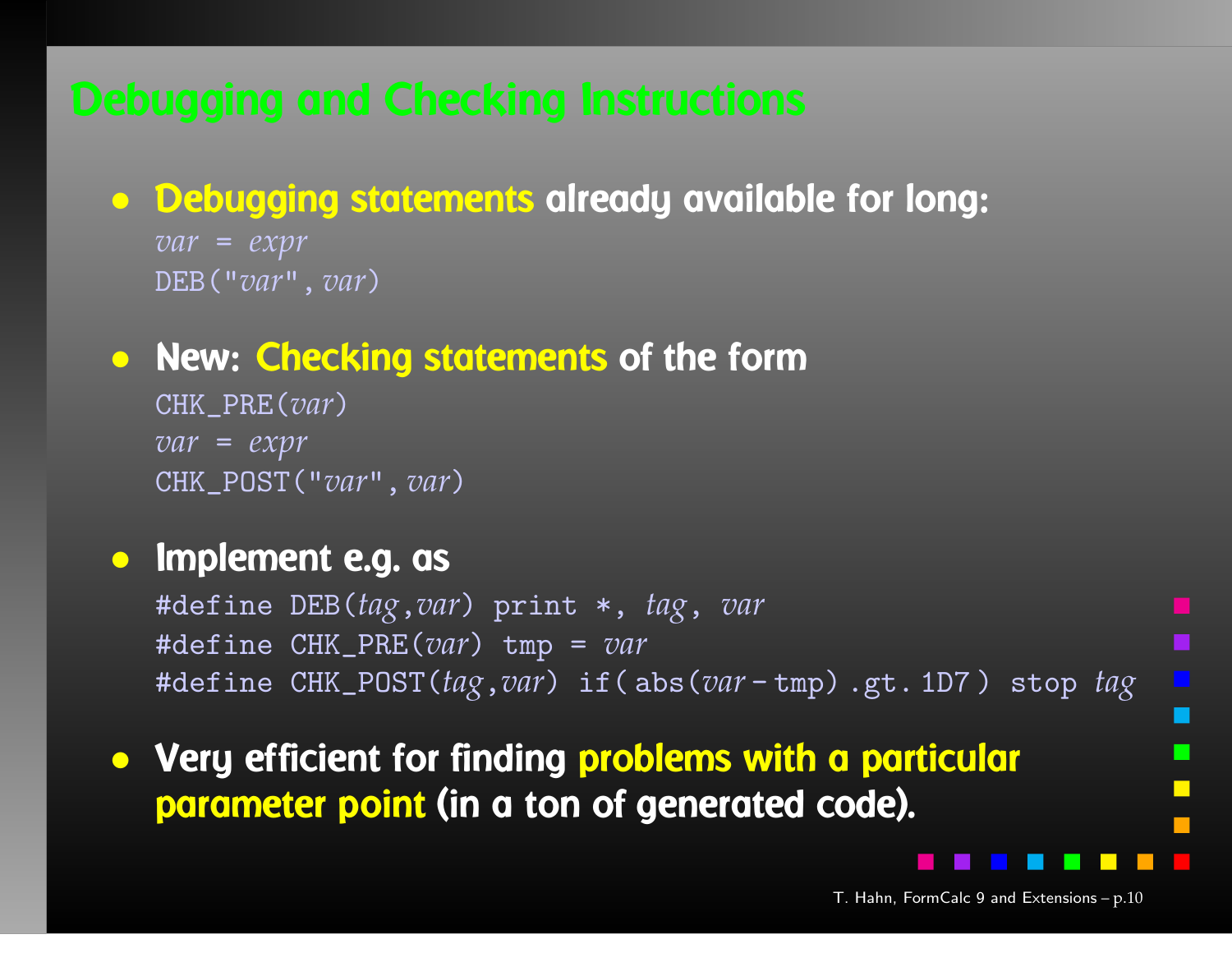# Debugging and Checking Instructions

- **Debugging statements already available for long:**

```
var = expr
DEB("var", var)
```

- **New: Checking statements of the form**

```
CHK_PRE(var)
var = expr
CHK_POST("var", var)
```

- **Implement e.g. as**

```
#define DEB(tag,var) print *, tag, var
#define CHK_PRE(var) tmp = var
#define CHK_POST(tag,var) if( abs(var - tmp) .gt. 1D7 ) stop tag
```

- **Very efficient for finding problems with a particular parameter point (in a ton of generated code).**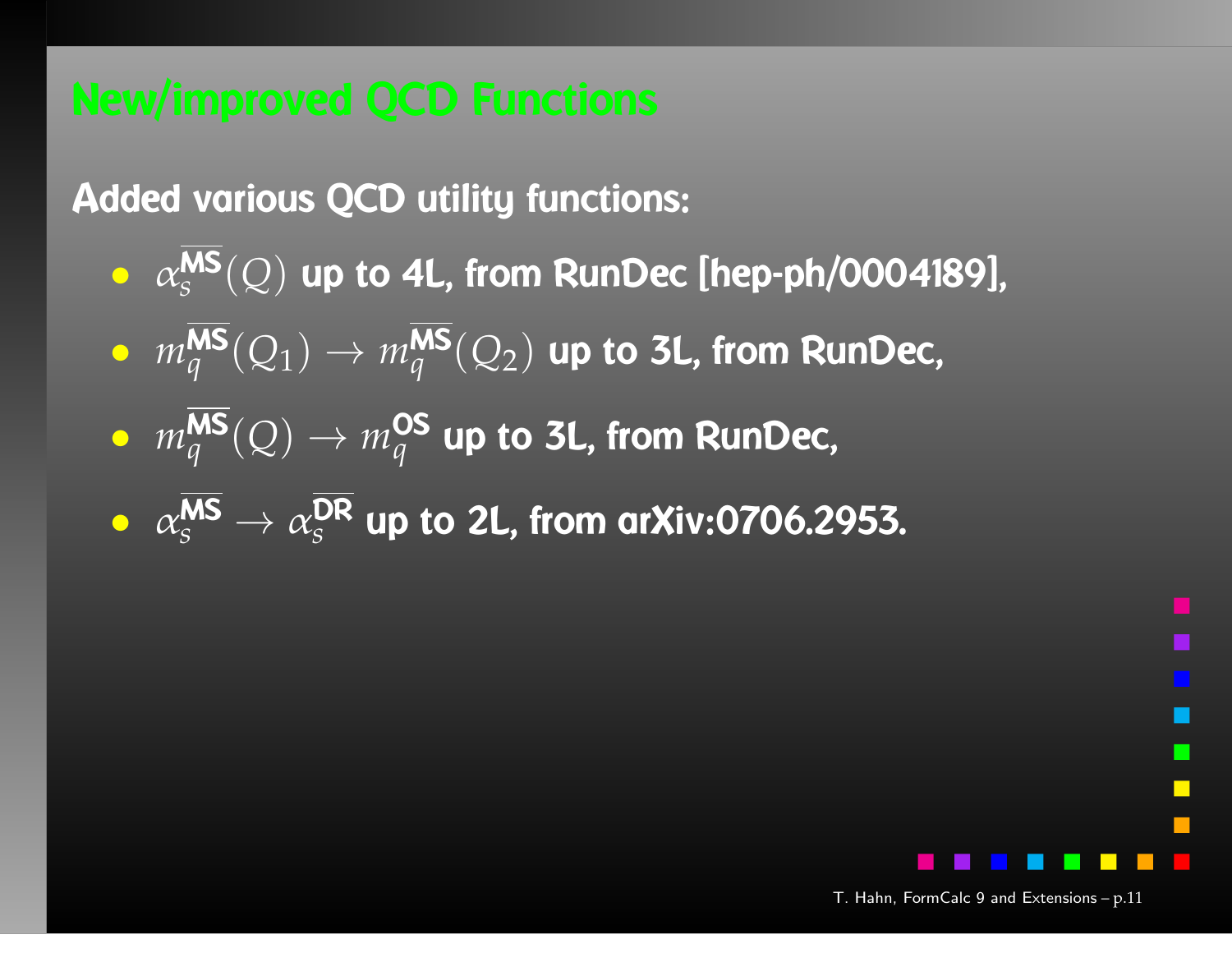# New/improved QCD Functions

**Added various QCD utility functions:**

- $\alpha_s^{\overline{\text{MS}}}(Q)$ **up to 4L, from RunDec [hep-ph/0004189],**
- $m_q^{\overline{\text{MS}}}(Q_1) \to m_q^{\overline{\text{MS}}}(Q_2)$ **up to 3L, from RunDec,**
- $m_q^{\overline{\text{MS}}}(Q) \to m_q^{\text{OS}}$ **up to 3L, from RunDec,**
- $\alpha_s^{\overline{\text{MS}}} \to \alpha_s^{\overline{\text{DR}}}$ **up to 2L, from arXiv:0706.2953.**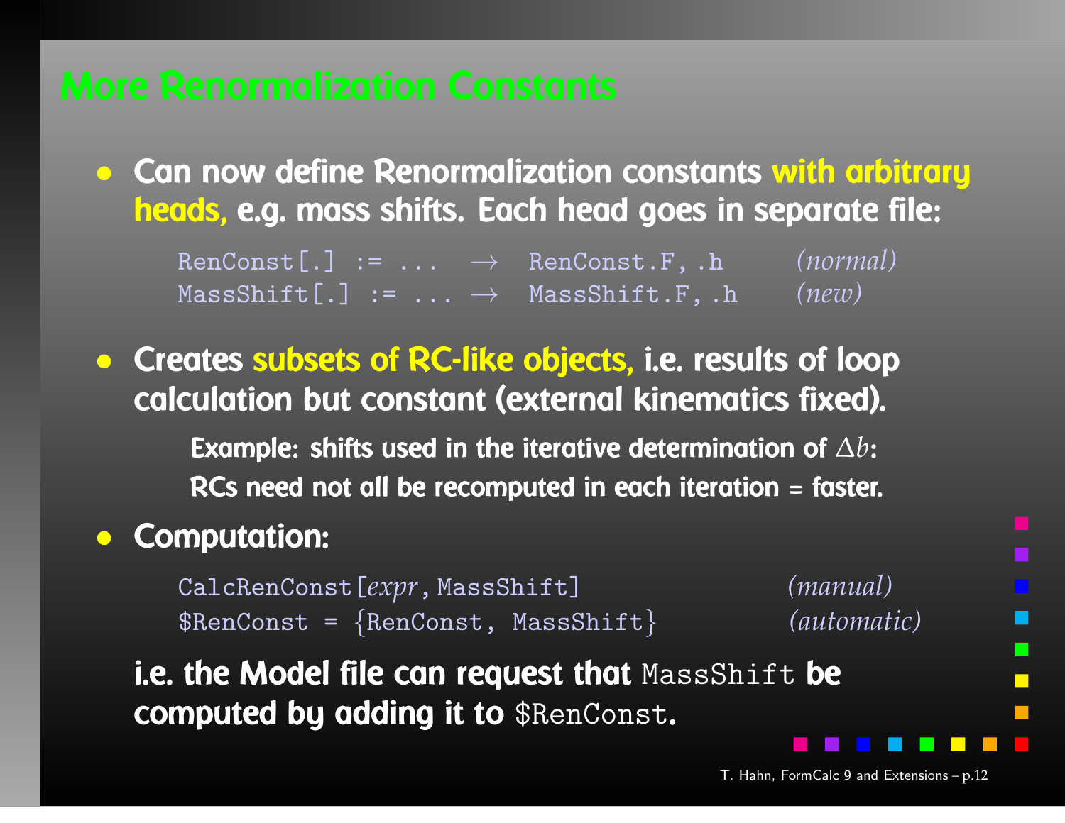# More Renormalization Constants

- Can now define Renormalization constants **with arbitrary heads,** e.g. mass shifts. Each head goes in separate file:

```
RenConst[.] := ...   →   RenConst.F, .h      (normal)
MassShift[.] := ...  →   MassShift.F, .h     (new)
```

- Creates **subsets of RC-like objects,** i.e. results of loop calculation but constant (external kinematics fixed).

  Example: shifts used in the iterative determination of $\Delta b$:
  RCs need not all be recomputed in each iteration = faster.

- Computation:

```
CalcRenConst[expr, MassShift]           (manual)
$RenConst = {RenConst, MassShift}       (automatic)
```

i.e. the Model file can request that `MassShift` be computed by adding it to `$RenConst`.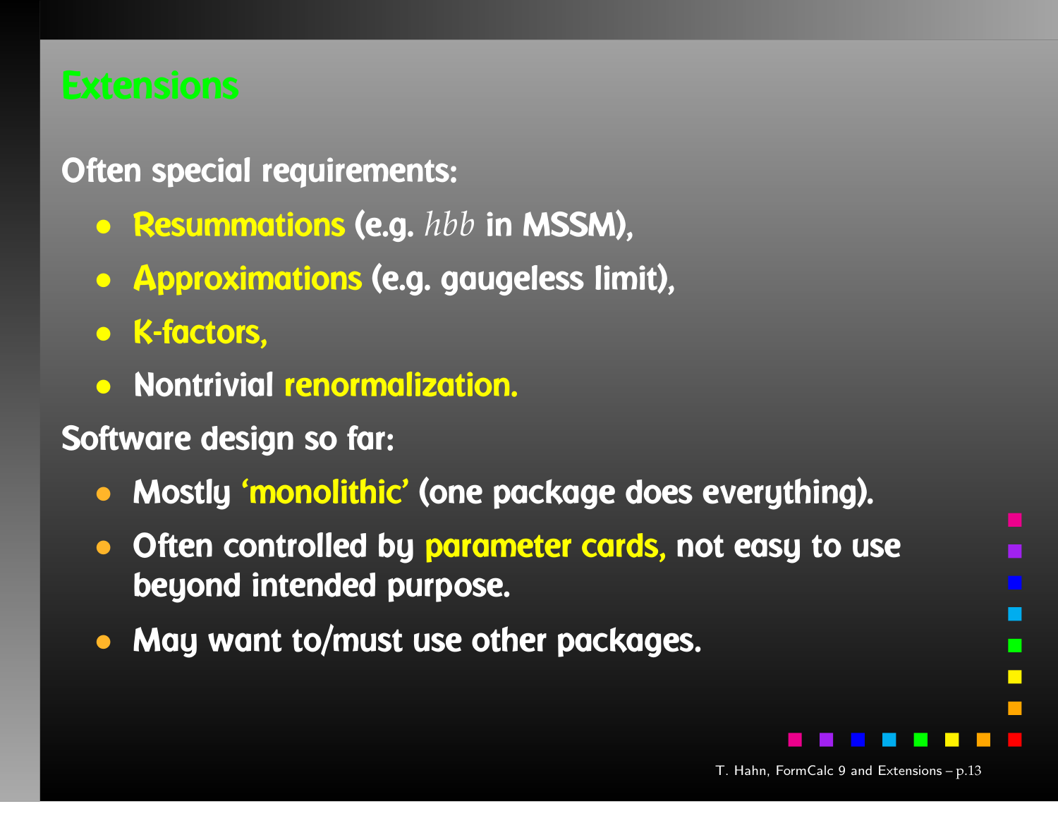# Extensions

Often special requirements:

- Resummations (e.g. $hbb$ in MSSM),
- Approximations (e.g. gaugeless limit),
- K-factors,
- Nontrivial renormalization.

Software design so far:

- Mostly 'monolithic' (one package does everything).
- Often controlled by parameter cards, not easy to use beyond intended purpose.
- May want to/must use other packages.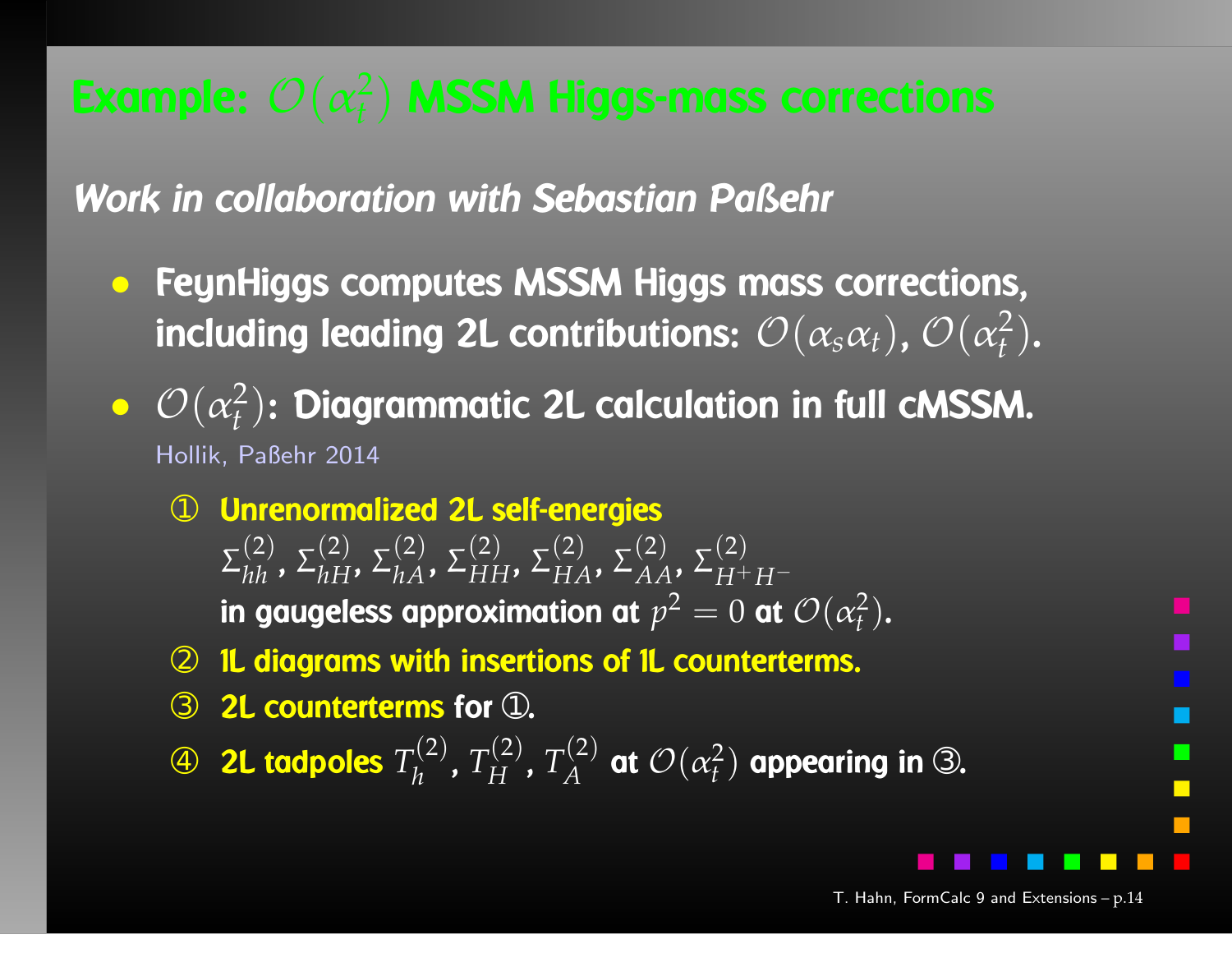# Example: $\mathcal{O}(\alpha_t^2)$ MSSM Higgs-mass corrections

*Work in collaboration with Sebastian Paßehr*

- FeynHiggs computes MSSM Higgs mass corrections, including leading 2L contributions: $\mathcal{O}(\alpha_s \alpha_t)$, $\mathcal{O}(\alpha_t^2)$.
- $\mathcal{O}(\alpha_t^2)$: Diagrammatic 2L calculation in full cMSSM.
  Hollik, Paßehr 2014

  ① Unrenormalized 2L self-energies
  $\Sigma^{(2)}_{hh}$, $\Sigma^{(2)}_{hH}$, $\Sigma^{(2)}_{hA}$, $\Sigma^{(2)}_{HH}$, $\Sigma^{(2)}_{HA}$, $\Sigma^{(2)}_{AA}$, $\Sigma^{(2)}_{H^+H^-}$
  in gaugeless approximation at $p^2 = 0$ at $\mathcal{O}(\alpha_t^2)$.

  ② 1L diagrams with insertions of 1L counterterms.

  ③ 2L counterterms for ①.

  ④ 2L tadpoles $T^{(2)}_h$, $T^{(2)}_H$, $T^{(2)}_A$ at $\mathcal{O}(\alpha_t^2)$ appearing in ③.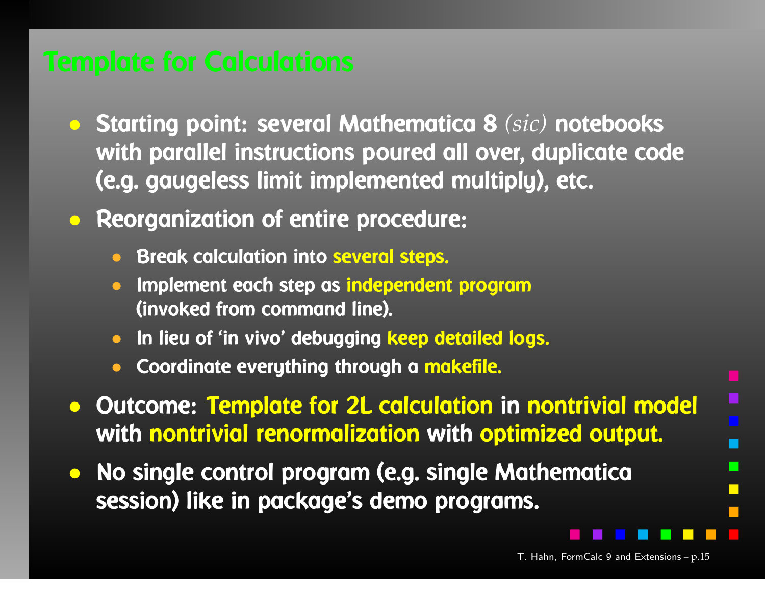# Template for Calculations

- Starting point: several Mathematica 8 *(sic)* notebooks with parallel instructions poured all over, duplicate code (e.g. gaugeless limit implemented multiply), etc.
- Reorganization of entire procedure:
  - Break calculation into **several steps.**
  - Implement each step as **independent program** (invoked from command line).
  - In lieu of 'in vivo' debugging **keep detailed logs.**
  - Coordinate everything through a **makefile.**
- Outcome: **Template for 2L calculation** in **nontrivial model** with **nontrivial renormalization** with **optimized output.**
- No single control program (e.g. single Mathematica session) like in package's demo programs.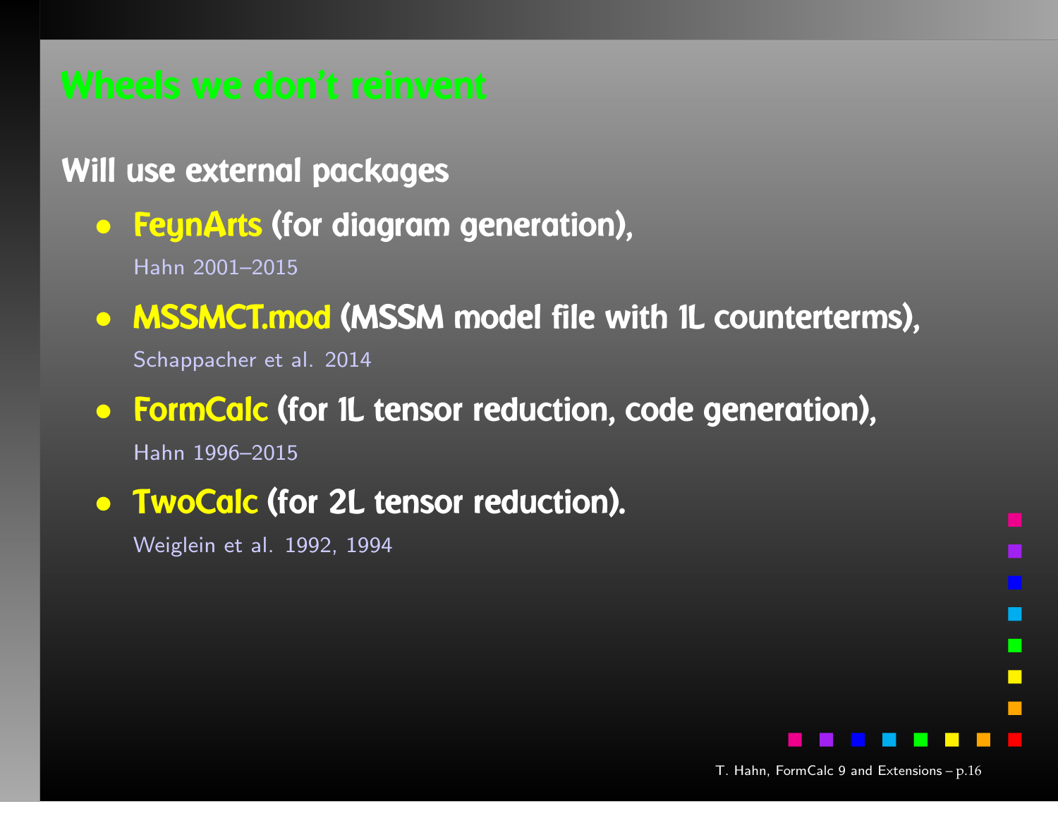# Wheels we don't reinvent

**Will use external packages**

- **FeynArts** (for diagram generation),
  Hahn 2001–2015
- **MSSMCT.mod** (MSSM model file with 1L counterterms),
  Schappacher et al. 2014
- **FormCalc** (for 1L tensor reduction, code generation),
  Hahn 1996–2015
- **TwoCalc** (for 2L tensor reduction).
  Weiglein et al. 1992, 1994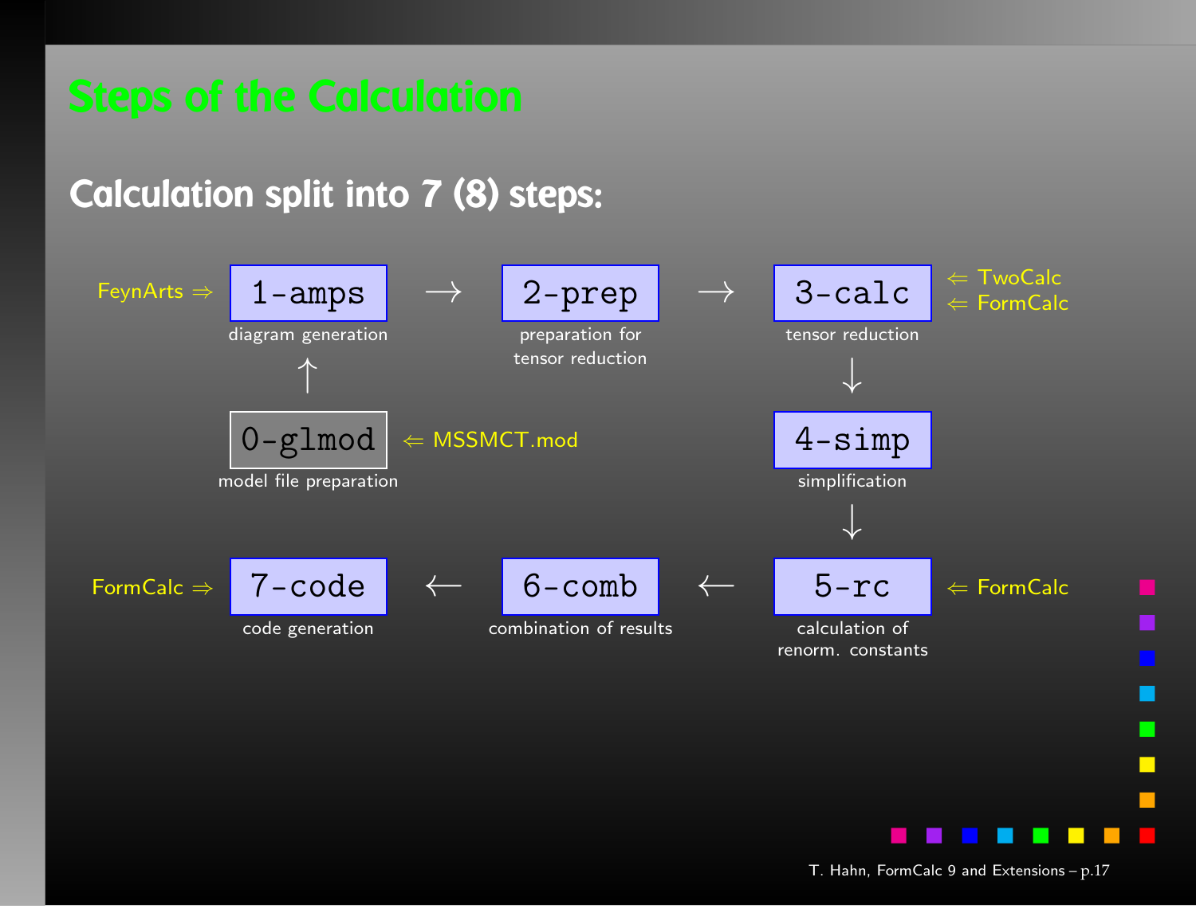# Steps of the Calculation

## Calculation split into 7 (8) steps:

FeynArts ⇒ `1-amps` (diagram generation) → `2-prep` (preparation for tensor reduction) → `3-calc` (tensor reduction) ⇐ TwoCalc, ⇐ FormCalc

↑ `0-glmod` (model file preparation) ⇐ MSSMCT.mod

↓ `4-simp` (simplification)

↓ `5-rc` (calculation of renorm. constants) ⇐ FormCalc

FormCalc ⇒ `7-code` (code generation) ← `6-comb` (combination of results) ← `5-rc`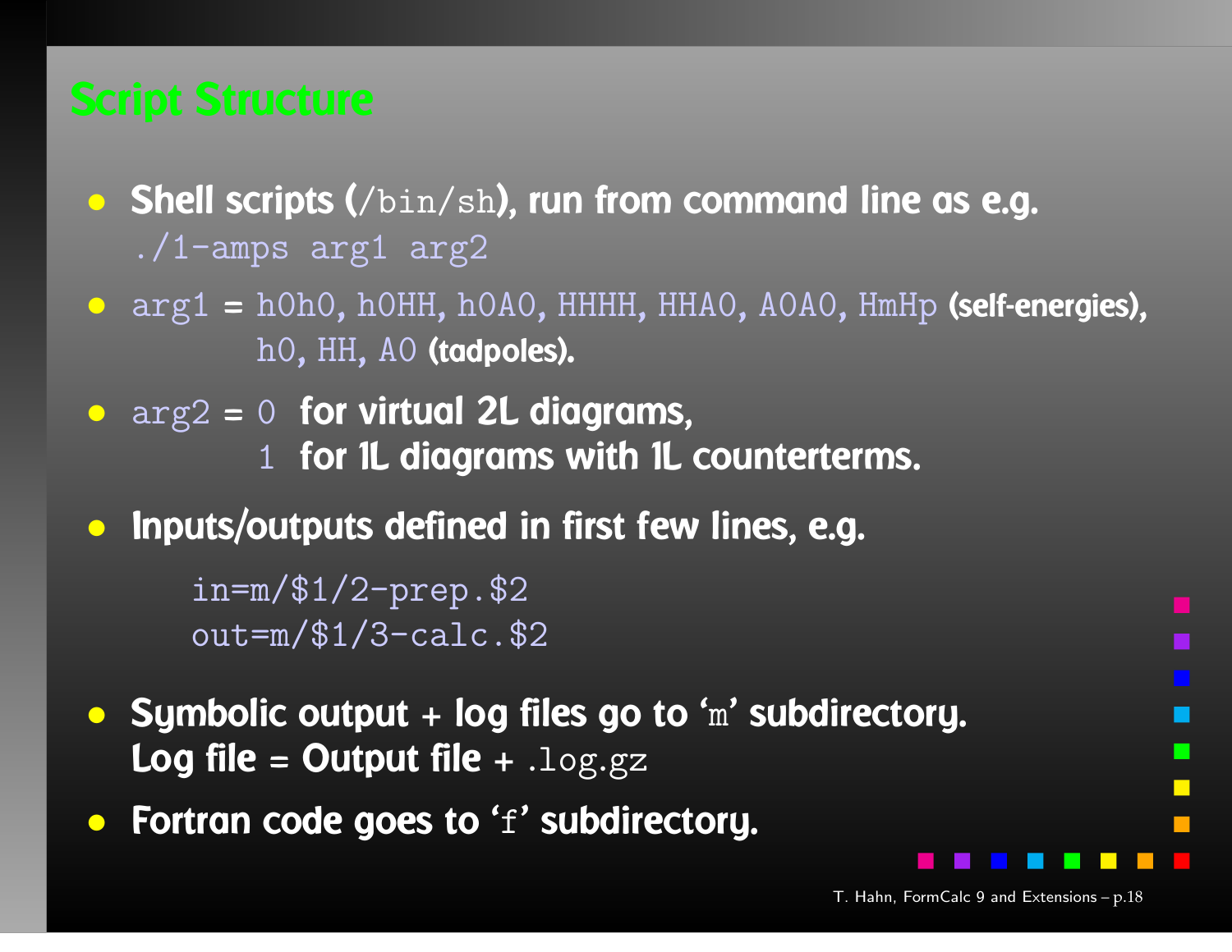## Script Structure

- **Shell scripts (`/bin/sh`), run from command line as e.g.** `./1-amps arg1 arg2`
- `arg1` = `h0h0`, `h0HH`, `h0A0`, `HHHH`, `HHA0`, `A0A0`, `HmHp` **(self-energies),** `h0`, `HH`, `A0` **(tadpoles).**
- `arg2` = `0` **for virtual 2L diagrams,** `1` **for 1L diagrams with 1L counterterms.**
- **Inputs/outputs defined in first few lines, e.g.**

```
in=m/$1/2-prep.$2
out=m/$1/3-calc.$2
```

- **Symbolic output + log files go to '`m`' subdirectory. Log file = Output file +** `.log.gz`
- **Fortran code goes to '`f`' subdirectory.**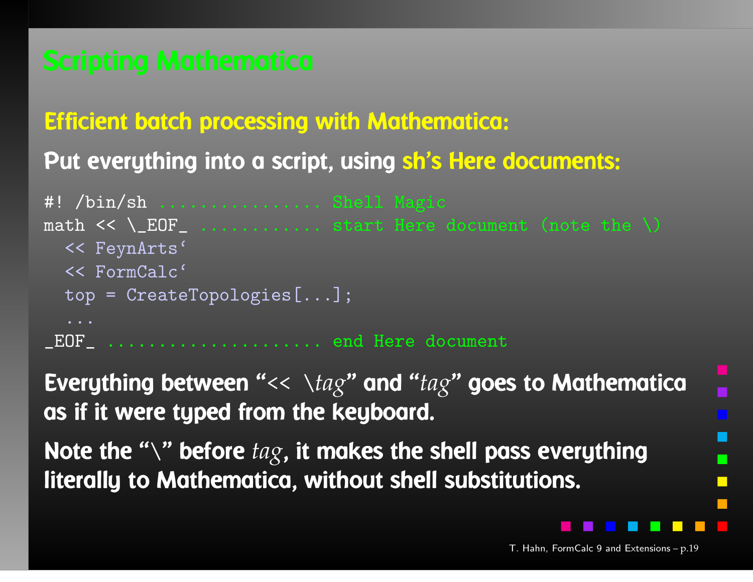# Scripting Mathematica

**Efficient batch processing with Mathematica:**

**Put everything into a script, using sh's Here documents:**

```
#! /bin/sh ................ Shell Magic
math << \_EOF_ ............ start Here document (note the \)
  << FeynArts`
  << FormCalc`
  top = CreateTopologies[...];
  ...
_EOF_ ..................... end Here document
```

**Everything between "<< \\*tag*" and "*tag*" goes to Mathematica as if it were typed from the keyboard.**

**Note the "\\" before *tag*, it makes the shell pass everything literally to Mathematica, without shell substitutions.**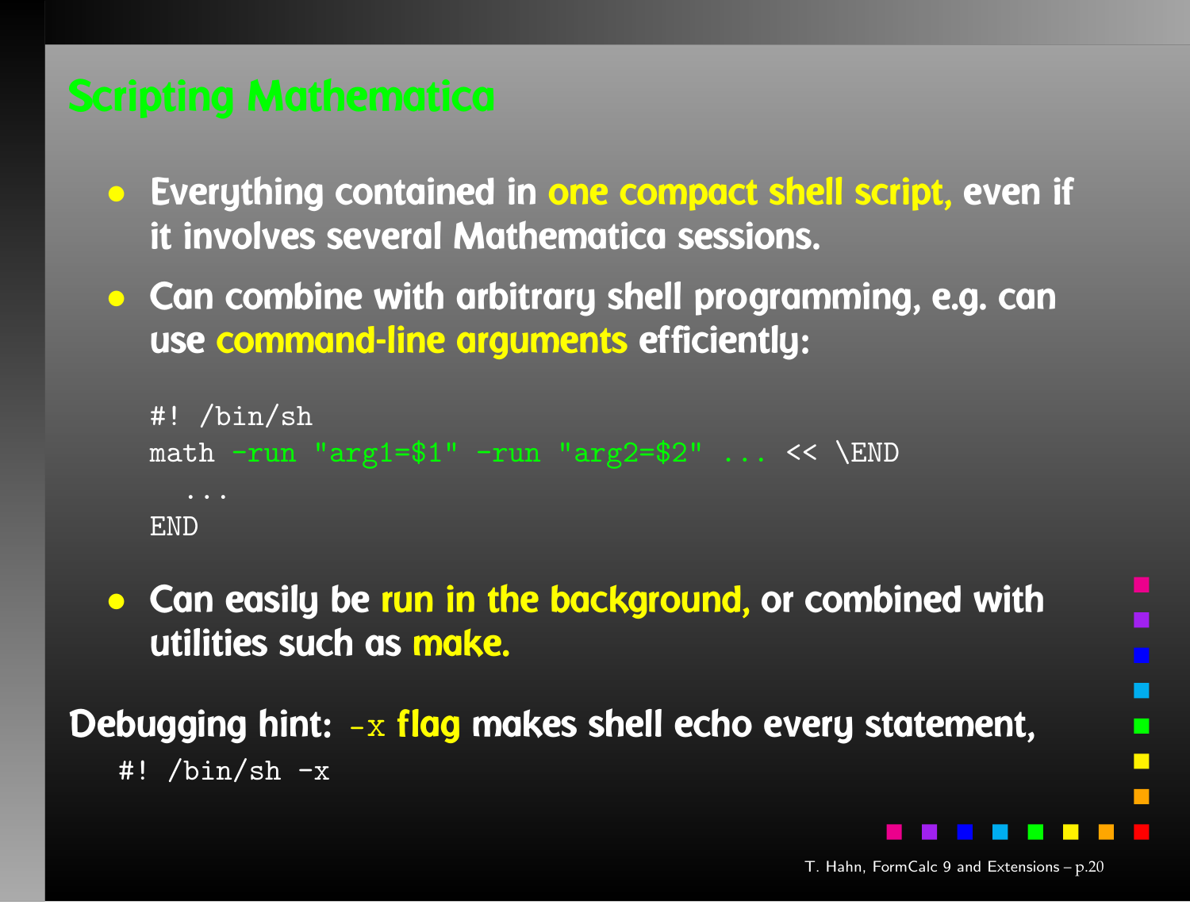# Scripting Mathematica

- Everything contained in **one compact shell script,** even if it involves several Mathematica sessions.
- Can combine with arbitrary shell programming, e.g. can use **command-line arguments** efficiently:

```
#! /bin/sh
math -run "arg1=$1" -run "arg2=$2" ... << \END
  ...
END
```

- Can easily be **run in the background,** or combined with utilities such as **make.**

Debugging hint: `-x` **flag** makes shell echo every statement,

```
#! /bin/sh -x
```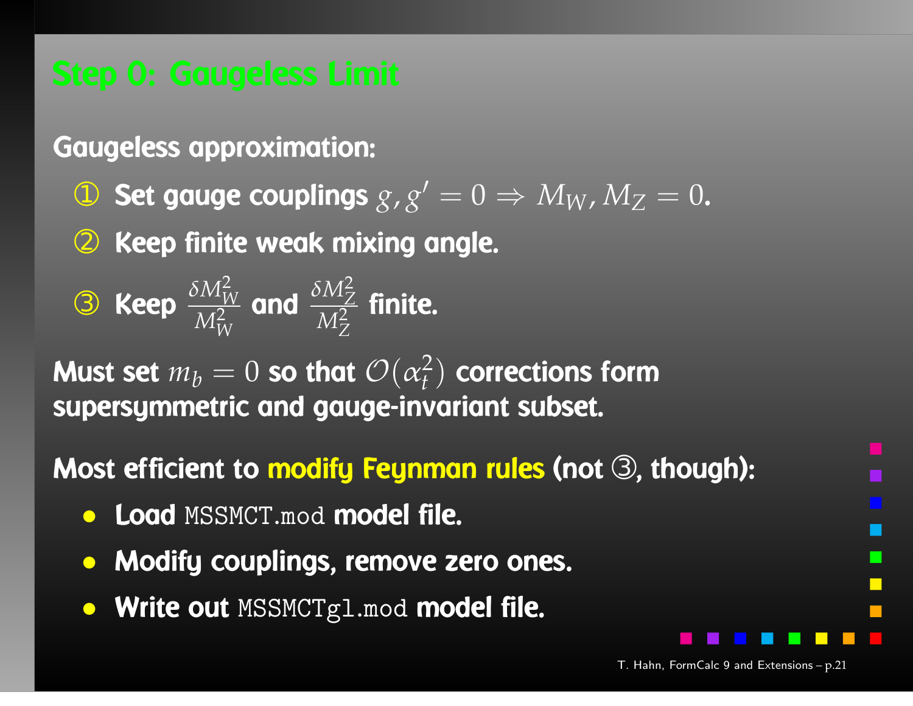# Step 0: Gaugeless Limit

**Gaugeless approximation:**

① Set gauge couplings $g, g' = 0 \Rightarrow M_W, M_Z = 0$.

② Keep finite weak mixing angle.

③ Keep $\frac{\delta M_W^2}{M_W^2}$ and $\frac{\delta M_Z^2}{M_Z^2}$ finite.

Must set $m_b = 0$ so that $\mathcal{O}(\alpha_t^2)$ corrections form supersymmetric and gauge-invariant subset.

Most efficient to **modify Feynman rules** (not ③, though):

- Load `MSSMCT.mod` model file.
- Modify couplings, remove zero ones.
- Write out `MSSMCTgl.mod` model file.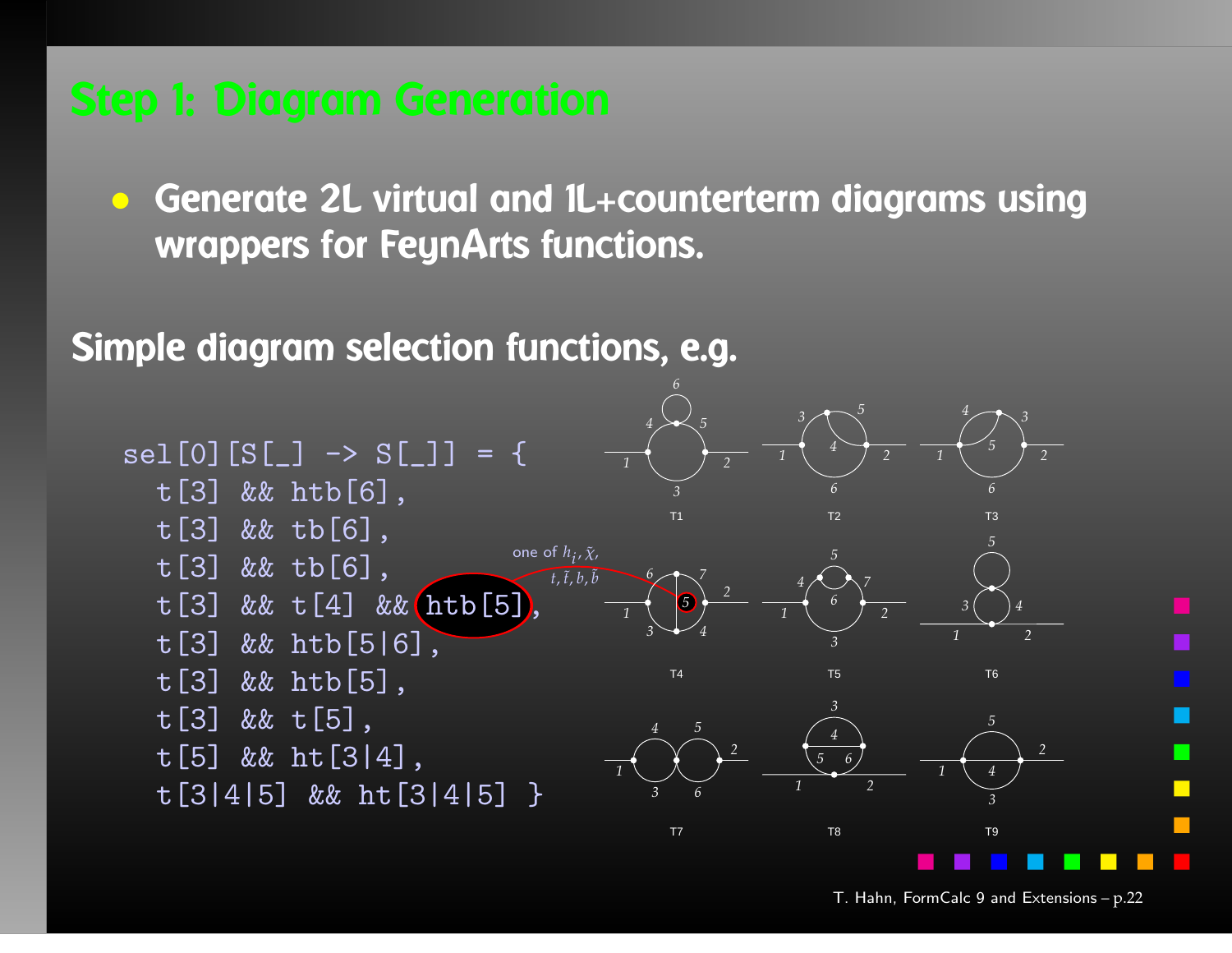# Step 1: Diagram Generation

- **Generate 2L virtual and 1L+counterterm diagrams using wrappers for FeynArts functions.**

## Simple diagram selection functions, e.g.

```
sel[0][S[_] -> S[_]] = {
  t[3] && htb[6],
  t[3] && tb[6],
  t[3] && tb[6],
  t[3] && t[4] && htb[5],
  t[3] && htb[5|6],
  t[3] && htb[5],
  t[3] && t[5],
  t[5] && ht[3|4],
  t[3|4|5] && ht[3|4|5] }
```

one of $h_i, \tilde{\chi}, t, \tilde{t}, b, \tilde{b}$

T1 T2 T3

T4 T5 T6

T7 T8 T9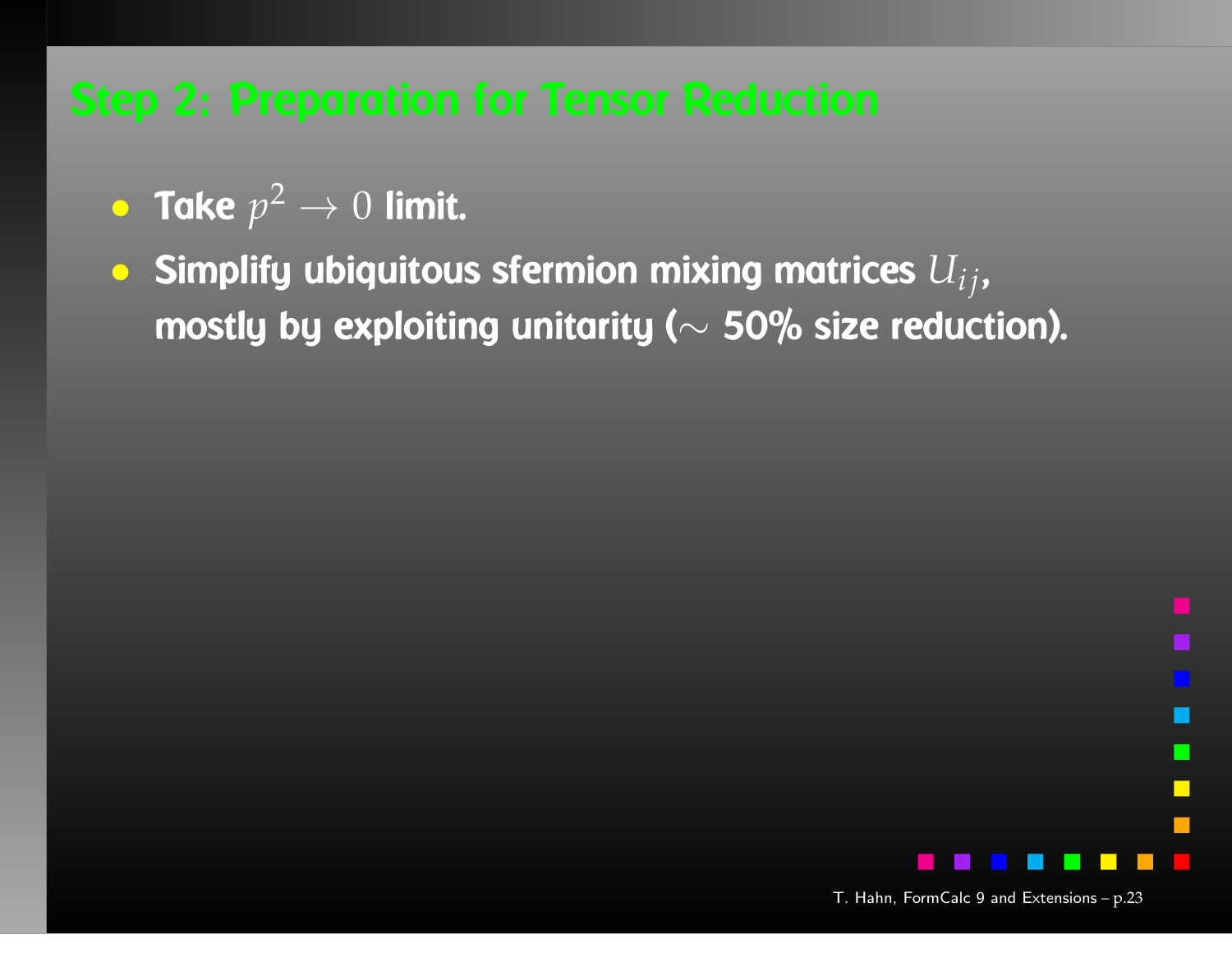## Step 2: Preparation for Tensor Reduction

- **Take $p^2 \to 0$ limit.**
- **Simplify ubiquitous sfermion mixing matrices $U_{ij}$, mostly by exploiting unitarity ($\sim$ 50% size reduction).**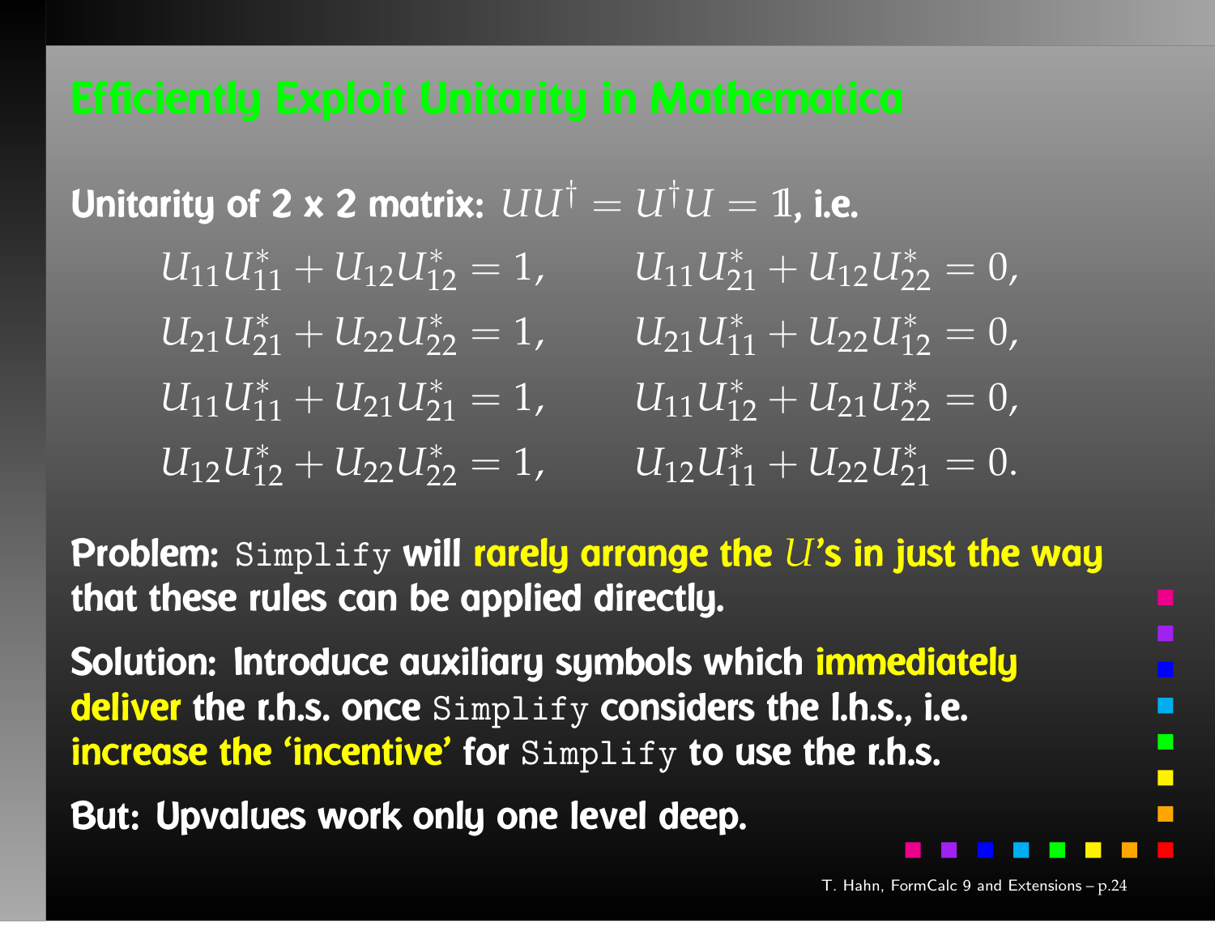## Efficiently Exploit Unitarity in Mathematica

**Unitarity of 2 x 2 matrix:** $UU^\dagger = U^\dagger U = \mathbb{1}$, **i.e.**

$$
\begin{aligned}
U_{11}U_{11}^* + U_{12}U_{12}^* &= 1, & U_{11}U_{21}^* + U_{12}U_{22}^* &= 0, \\
U_{21}U_{21}^* + U_{22}U_{22}^* &= 1, & U_{21}U_{11}^* + U_{22}U_{12}^* &= 0, \\
U_{11}U_{11}^* + U_{21}U_{21}^* &= 1, & U_{11}U_{12}^* + U_{21}U_{22}^* &= 0, \\
U_{12}U_{12}^* + U_{22}U_{22}^* &= 1, & U_{12}U_{11}^* + U_{22}U_{21}^* &= 0.
\end{aligned}
$$

**Problem:** `Simplify` **will rarely arrange the $U$'s in just the way that these rules can be applied directly.**

**Solution: Introduce auxiliary symbols which immediately deliver the r.h.s. once** `Simplify` **considers the l.h.s., i.e. increase the 'incentive' for** `Simplify` **to use the r.h.s.**

**But: Upvalues work only one level deep.**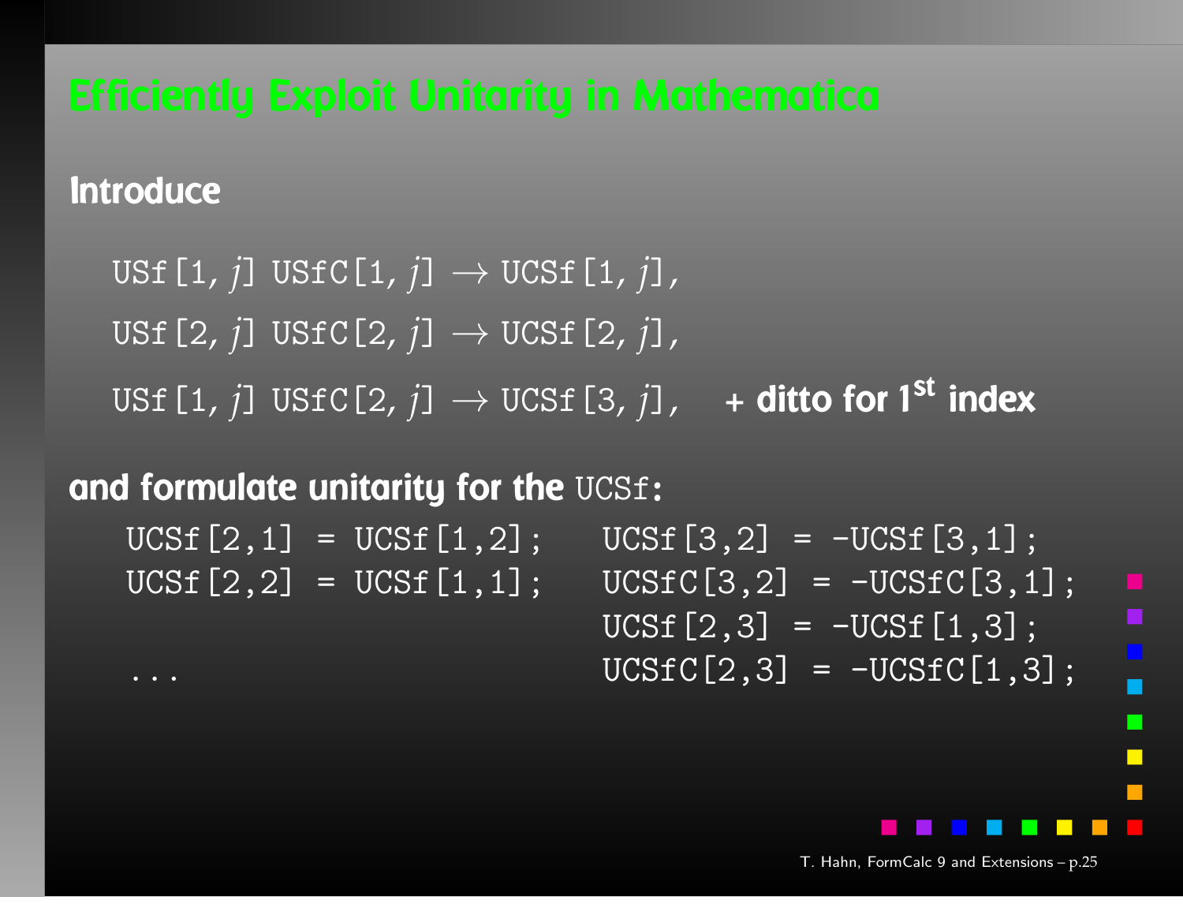# Efficiently Exploit Unitarity in Mathematica

**Introduce**

USf[1, $j$] USfC[1, $j$] $\to$ UCSf[1, $j$],

USf[2, $j$] USfC[2, $j$] $\to$ UCSf[2, $j$],

USf[1, $j$] USfC[2, $j$] $\to$ UCSf[3, $j$], **+ ditto for 1$^{\text{st}}$ index**

**and formulate unitarity for the** `UCSf`**:**

```
UCSf[2,1] = UCSf[1,2];    UCSf[3,2] = -UCSf[3,1];
UCSf[2,2] = UCSf[1,1];    UCSfC[3,2] = -UCSfC[3,1];
                          UCSf[2,3] = -UCSf[1,3];
...                       UCSfC[2,3] = -UCSfC[1,3];
```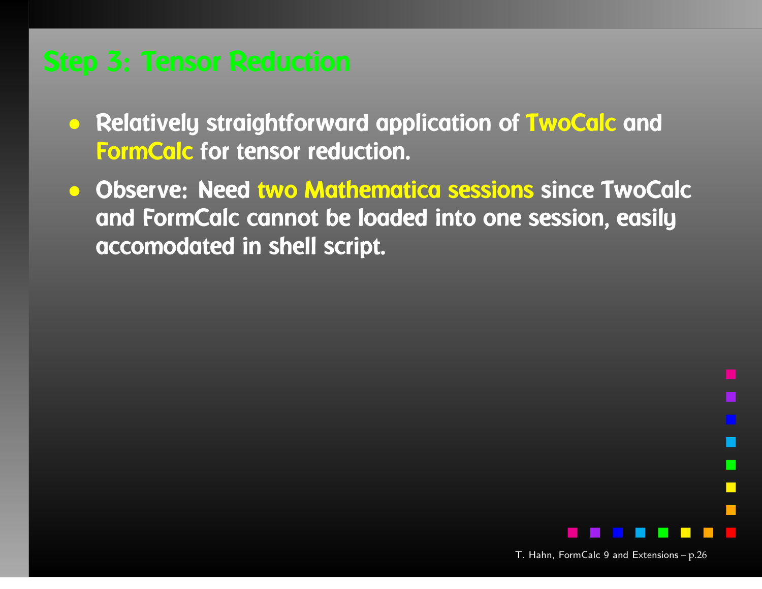## Step 3: Tensor Reduction

- Relatively straightforward application of TwoCalc and FormCalc for tensor reduction.
- Observe: Need two Mathematica sessions since TwoCalc and FormCalc cannot be loaded into one session, easily accomodated in shell script.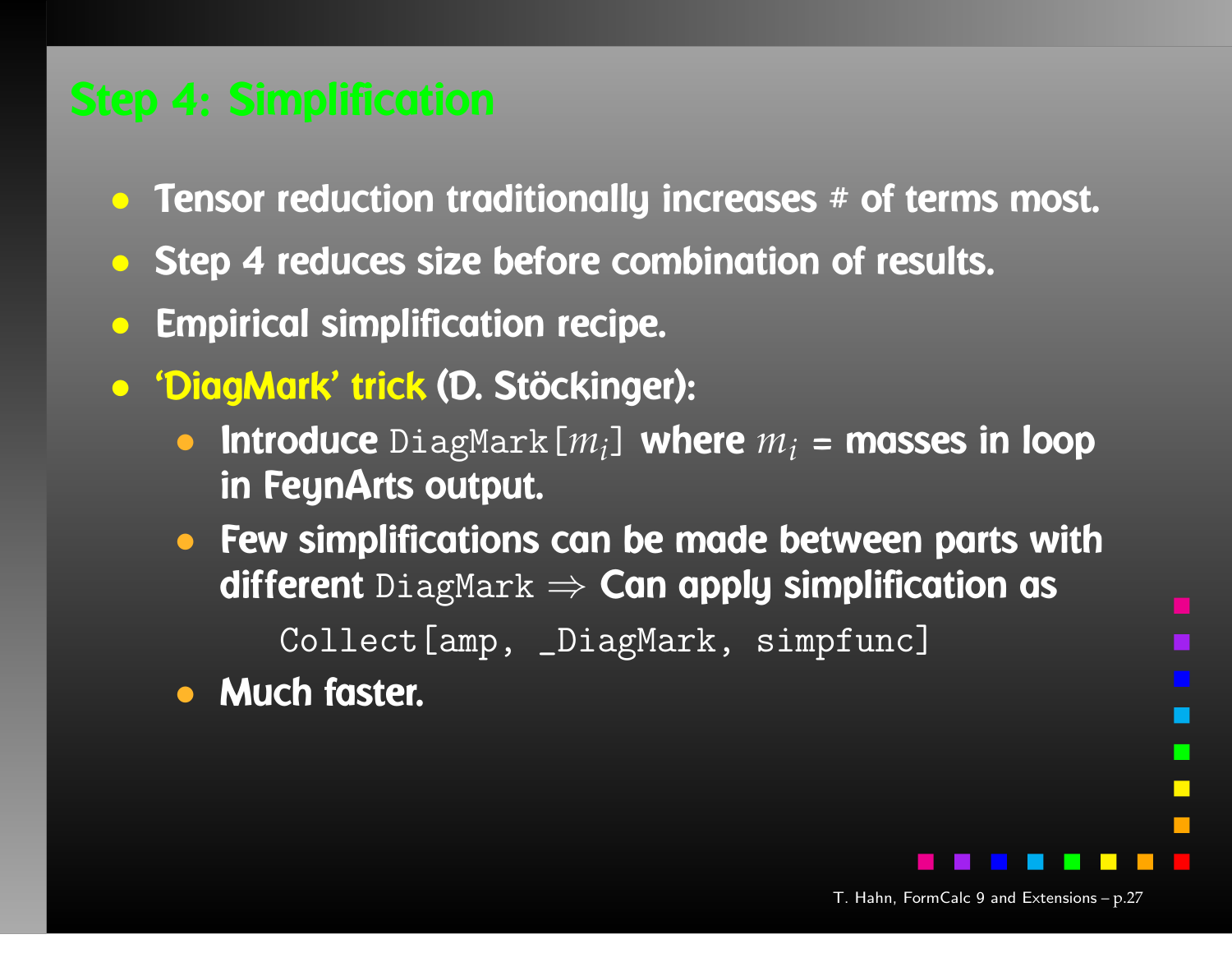# Step 4: Simplification

- Tensor reduction traditionally increases # of terms most.
- Step 4 reduces size before combination of results.
- Empirical simplification recipe.
- 'DiagMark' trick (D. Stöckinger):
  - Introduce `DiagMark`$[m_i]$ where $m_i$ = masses in loop in FeynArts output.
  - Few simplifications can be made between parts with different `DiagMark` $\Rightarrow$ Can apply simplification as

    ```
    Collect[amp, _DiagMark, simpfunc]
    ```

  - Much faster.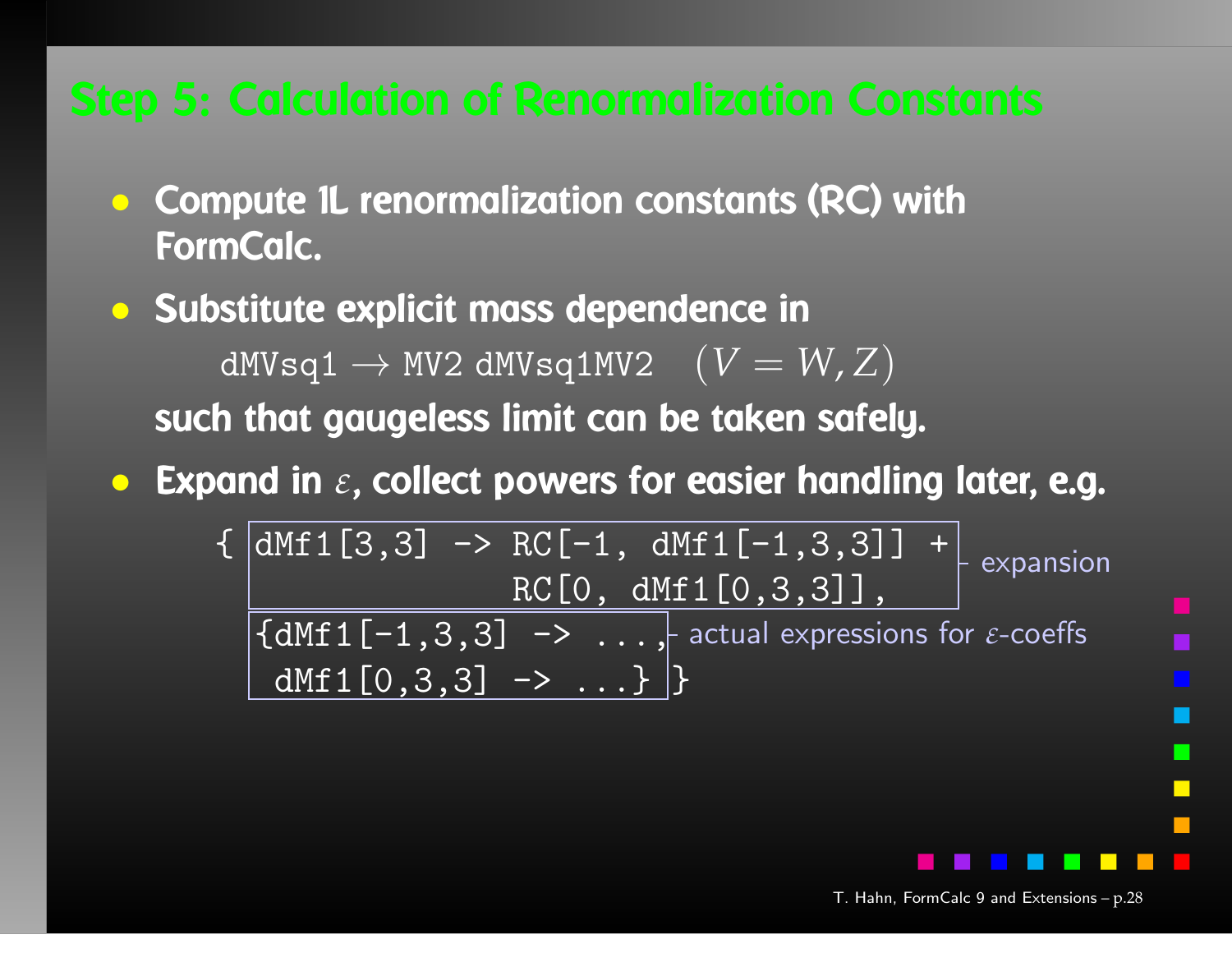## Step 5: Calculation of Renormalization Constants

- **Compute 1L renormalization constants (RC) with FormCalc.**
- **Substitute explicit mass dependence in**

  $\texttt{dMVsq1} \to \texttt{MV2}\,\texttt{dMVsq1MV2} \quad (V = W, Z)$

  **such that gaugeless limit can be taken safely.**
- **Expand in $\varepsilon$, collect powers for easier handling later, e.g.**

```
{ dMf1[3,3] -> RC[-1, dMf1[-1,3,3]] +
               RC[0, dMf1[0,3,3]],          – expansion
  {dMf1[-1,3,3] -> ...,                     – actual expressions for ε-coeffs
   dMf1[0,3,3] -> ...} }
```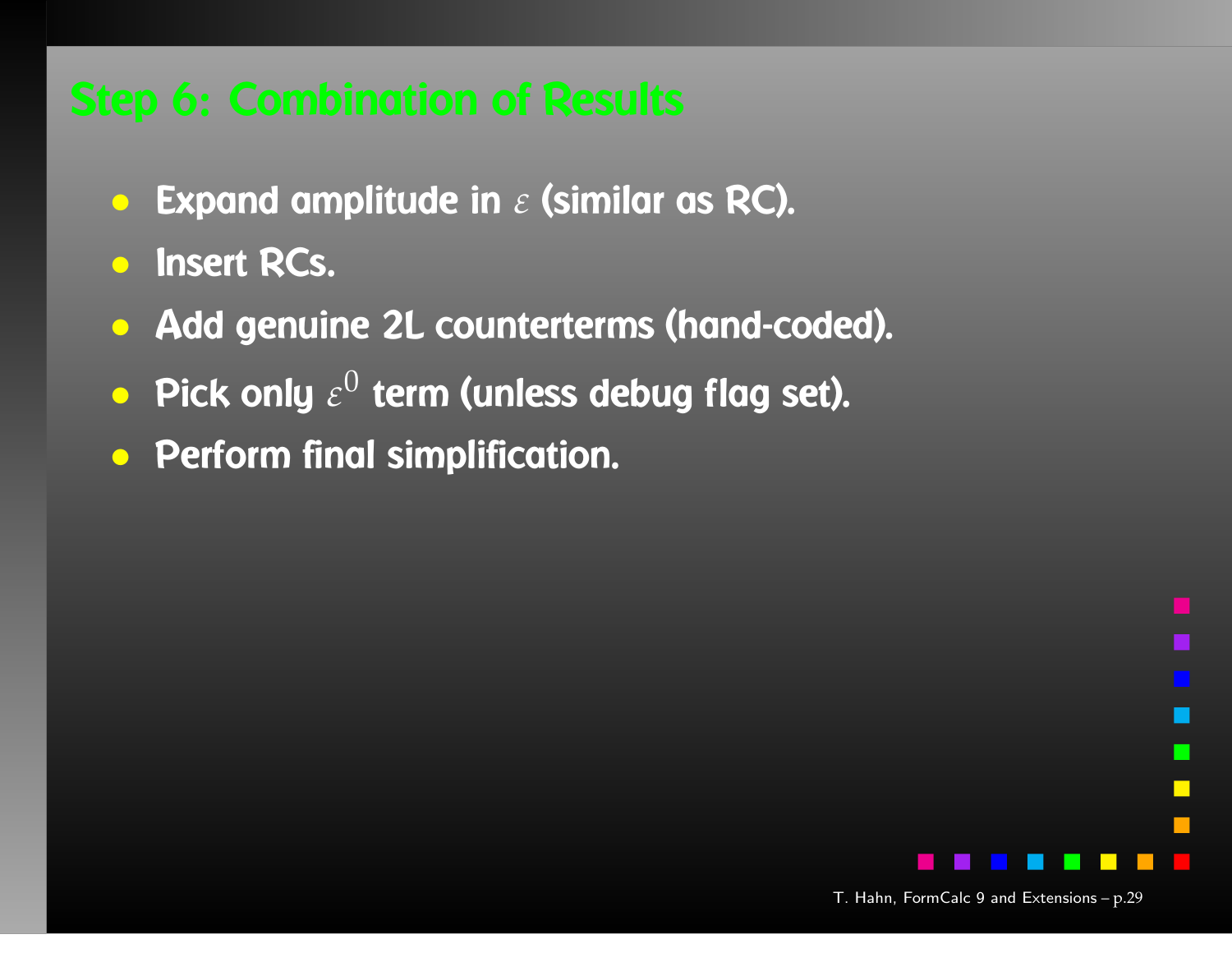# Step 6: Combination of Results

- Expand amplitude in $\varepsilon$ (similar as RC).
- Insert RCs.
- Add genuine 2L counterterms (hand-coded).
- Pick only $\varepsilon^0$ term (unless debug flag set).
- Perform final simplification.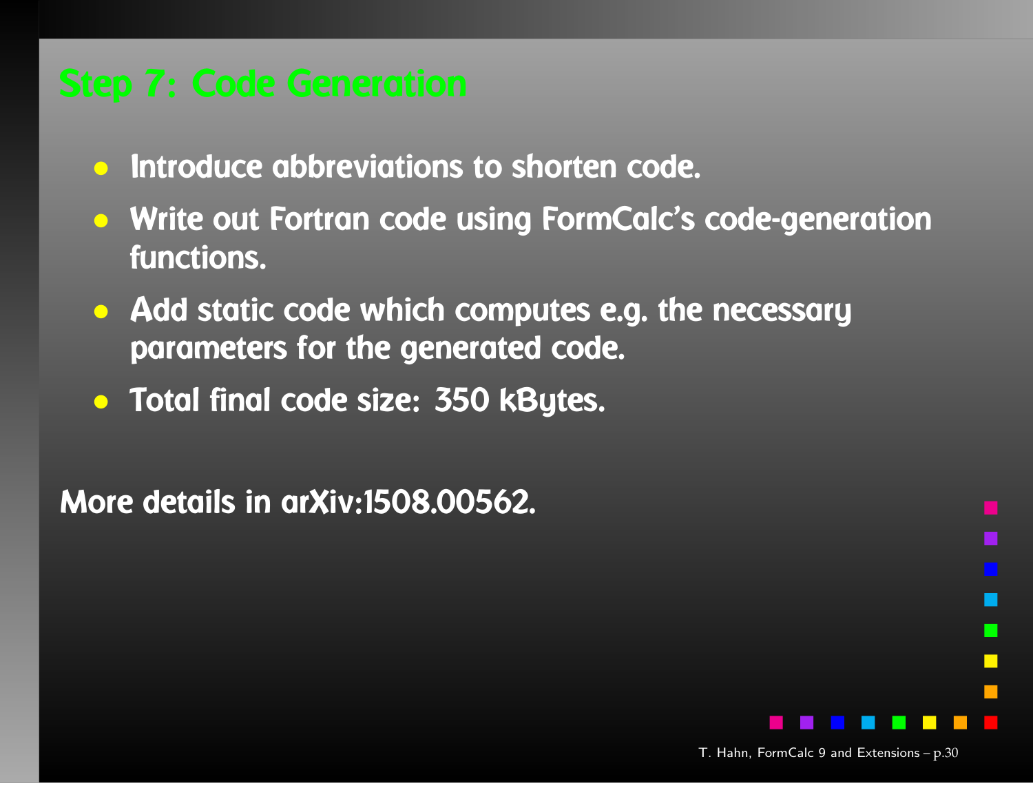## Step 7: Code Generation

- Introduce abbreviations to shorten code.
- Write out Fortran code using FormCalc's code-generation functions.
- Add static code which computes e.g. the necessary parameters for the generated code.
- Total final code size: 350 kBytes.

More details in arXiv:1508.00562.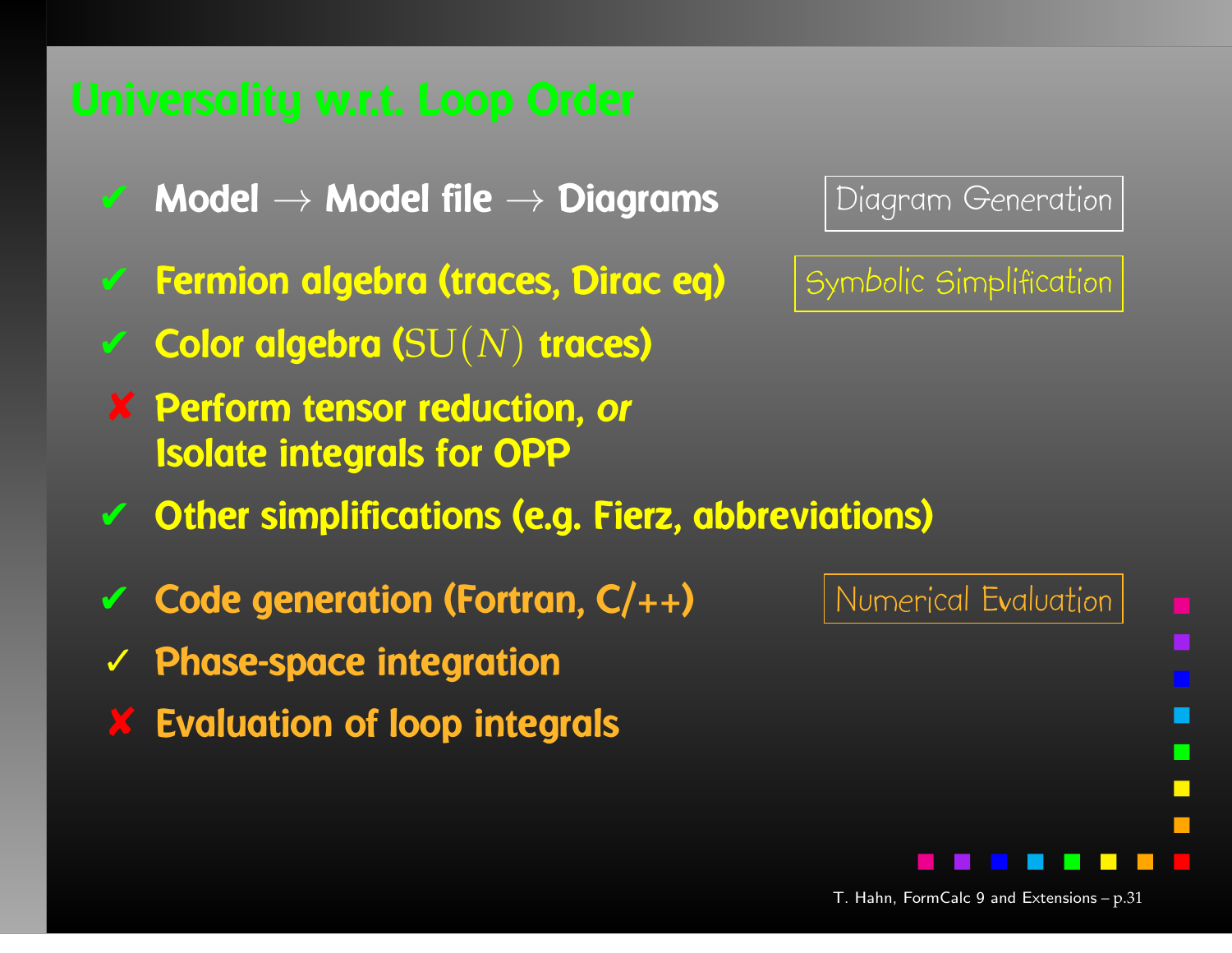# Universality w.r.t. Loop Order

- ✔ **Model → Model file → Diagrams** — Diagram Generation
- ✔ **Fermion algebra (traces, Dirac eq)** — Symbolic Simplification
- ✔ **Color algebra ($\mathrm{SU}(N)$ traces)**
- ✘ **Perform tensor reduction, *or* Isolate integrals for OPP**
- ✔ **Other simplifications (e.g. Fierz, abbreviations)**
- ✔ **Code generation (Fortran, C/++)** — Numerical Evaluation
- ✓ **Phase-space integration**
- ✘ **Evaluation of loop integrals**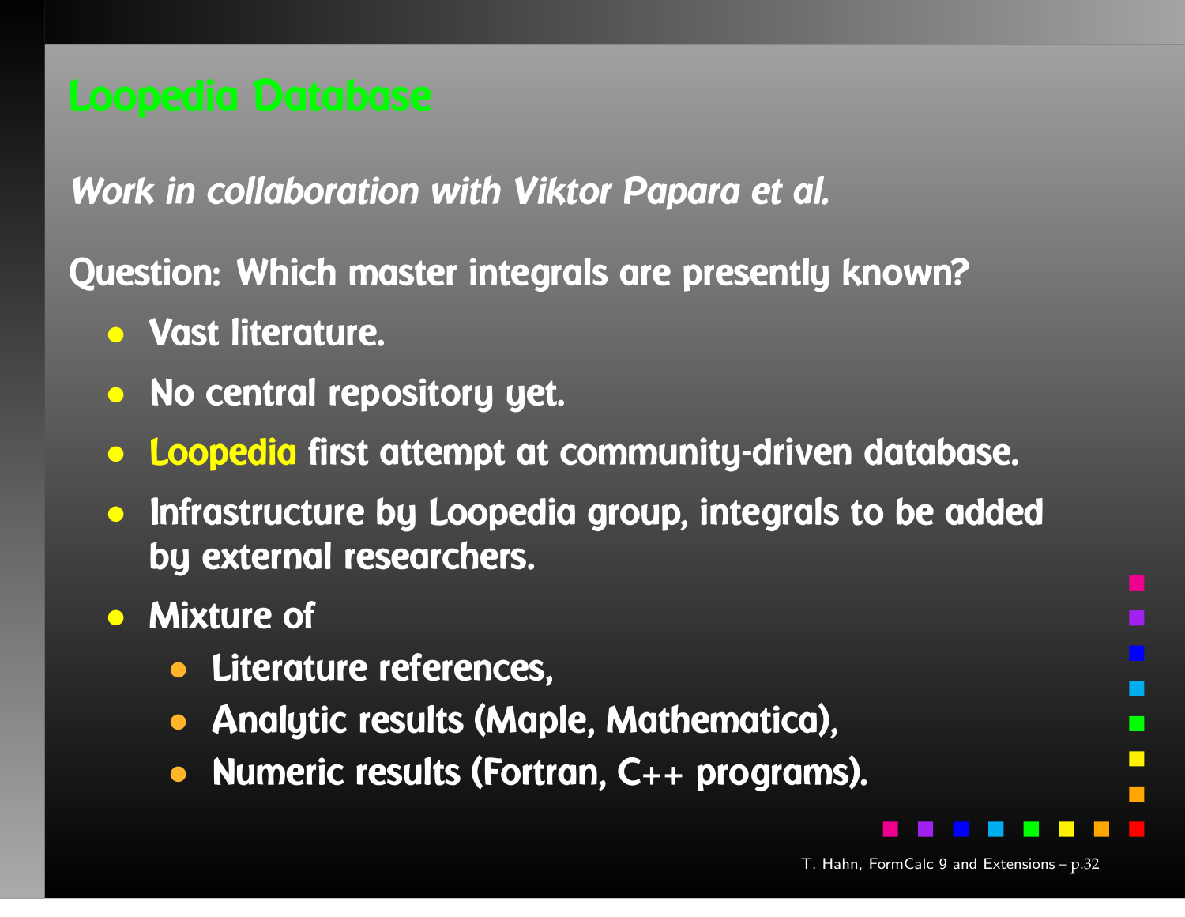# Loopedia Database

*Work in collaboration with Viktor Papara et al.*

**Question: Which master integrals are presently known?**

- Vast literature.
- No central repository yet.
- Loopedia first attempt at community-driven database.
- Infrastructure by Loopedia group, integrals to be added by external researchers.
- Mixture of
  - Literature references,
  - Analytic results (Maple, Mathematica),
  - Numeric results (Fortran, C++ programs).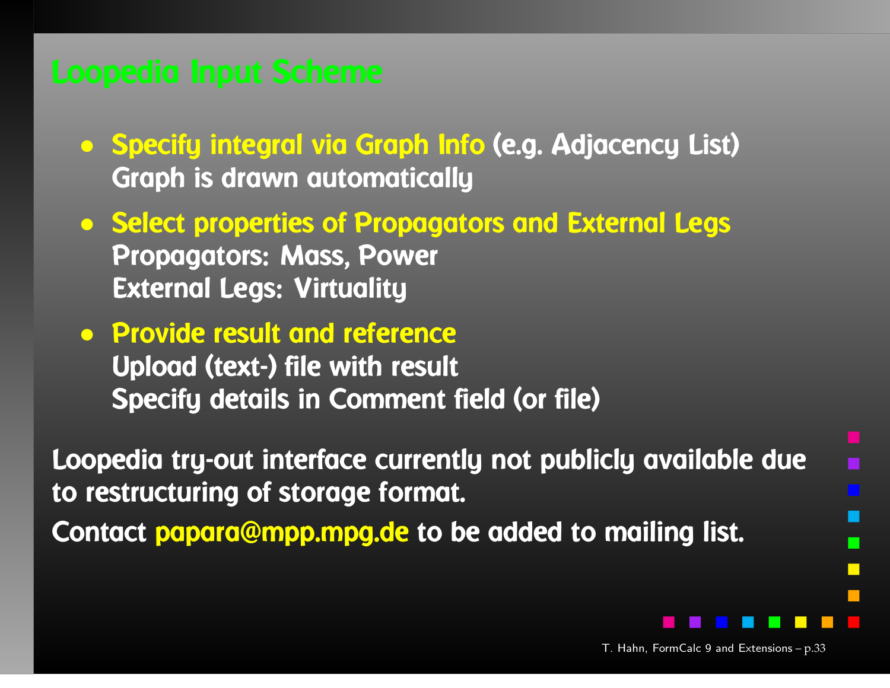# Loopedia Input Scheme

- **Specify integral via Graph Info** (e.g. Adjacency List)
  Graph is drawn automatically
- **Select properties of Propagators and External Legs**
  Propagators: Mass, Power
  External Legs: Virtuality
- **Provide result and reference**
  Upload (text-) file with result
  Specify details in Comment field (or file)

Loopedia try-out interface currently not publicly available due to restructuring of storage format.

Contact papara@mpp.mpg.de to be added to mailing list.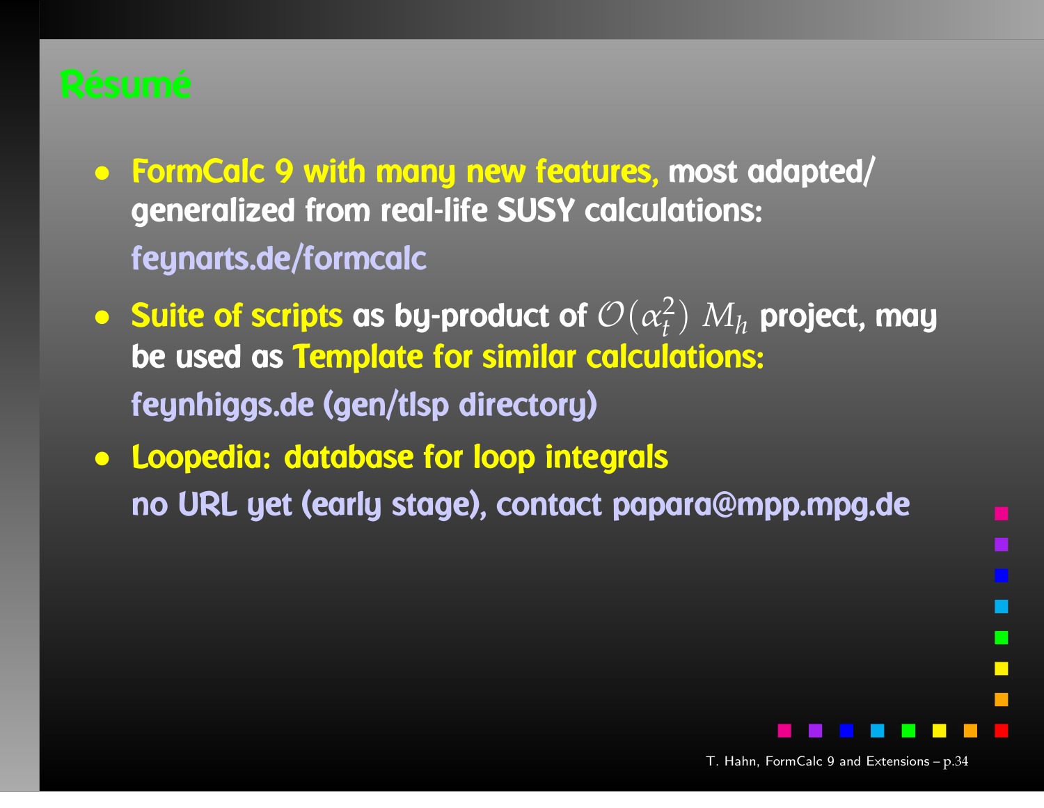# Résumé

- **FormCalc 9 with many new features,** most adapted/generalized from real-life SUSY calculations:

  feynarts.de/formcalc

- **Suite of scripts** as by-product of $\mathcal{O}(\alpha_t^2)\ M_h$ project, may be used as **Template for similar calculations:**

  feynhiggs.de (gen/tlsp directory)

- **Loopedia: database for loop integrals**

  no URL yet (early stage), contact papara@mpp.mpg.de